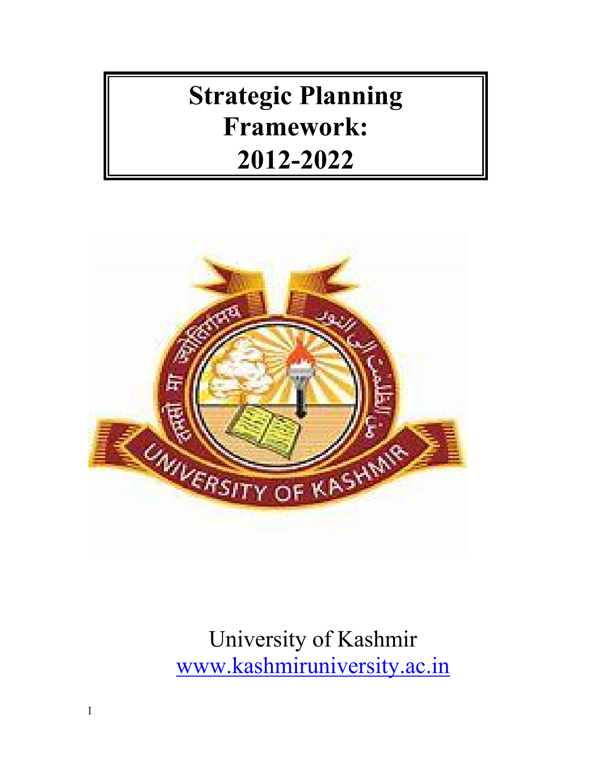# Strategic Planning Framework: 2012-2022

University of Kashmir
www.kashmiruniversity.ac.in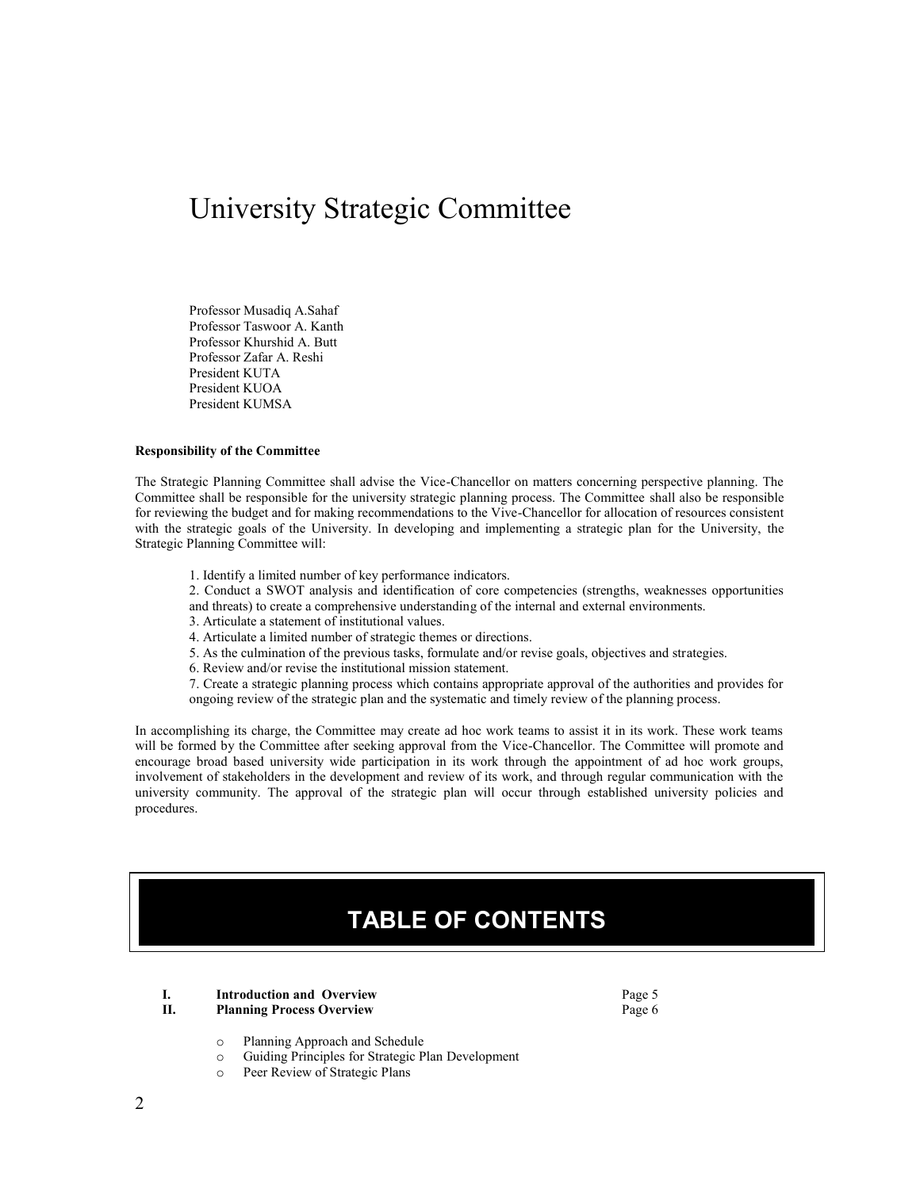# University Strategic Committee

Professor Musadiq A.Sahaf
Professor Taswoor A. Kanth
Professor Khurshid A. Butt
Professor Zafar A. Reshi
President KUTA
President KUOA
President KUMSA

**Responsibility of the Committee**

The Strategic Planning Committee shall advise the Vice-Chancellor on matters concerning perspective planning. The Committee shall be responsible for the university strategic planning process. The Committee shall also be responsible for reviewing the budget and for making recommendations to the Vive-Chancellor for allocation of resources consistent with the strategic goals of the University. In developing and implementing a strategic plan for the University, the Strategic Planning Committee will:

1. Identify a limited number of key performance indicators.
2. Conduct a SWOT analysis and identification of core competencies (strengths, weaknesses opportunities and threats) to create a comprehensive understanding of the internal and external environments.
3. Articulate a statement of institutional values.
4. Articulate a limited number of strategic themes or directions.
5. As the culmination of the previous tasks, formulate and/or revise goals, objectives and strategies.
6. Review and/or revise the institutional mission statement.
7. Create a strategic planning process which contains appropriate approval of the authorities and provides for ongoing review of the strategic plan and the systematic and timely review of the planning process.

In accomplishing its charge, the Committee may create ad hoc work teams to assist it in its work. These work teams will be formed by the Committee after seeking approval from the Vice-Chancellor. The Committee will promote and encourage broad based university wide participation in its work through the appointment of ad hoc work groups, involvement of stakeholders in the development and review of its work, and through regular communication with the university community. The approval of the strategic plan will occur through established university policies and procedures.

## TABLE OF CONTENTS

| | | |
|---|---|---|
| **I.** | **Introduction and Overview** | Page 5 |
| **II.** | **Planning Process Overview** | Page 6 |

- Planning Approach and Schedule
- Guiding Principles for Strategic Plan Development
- Peer Review of Strategic Plans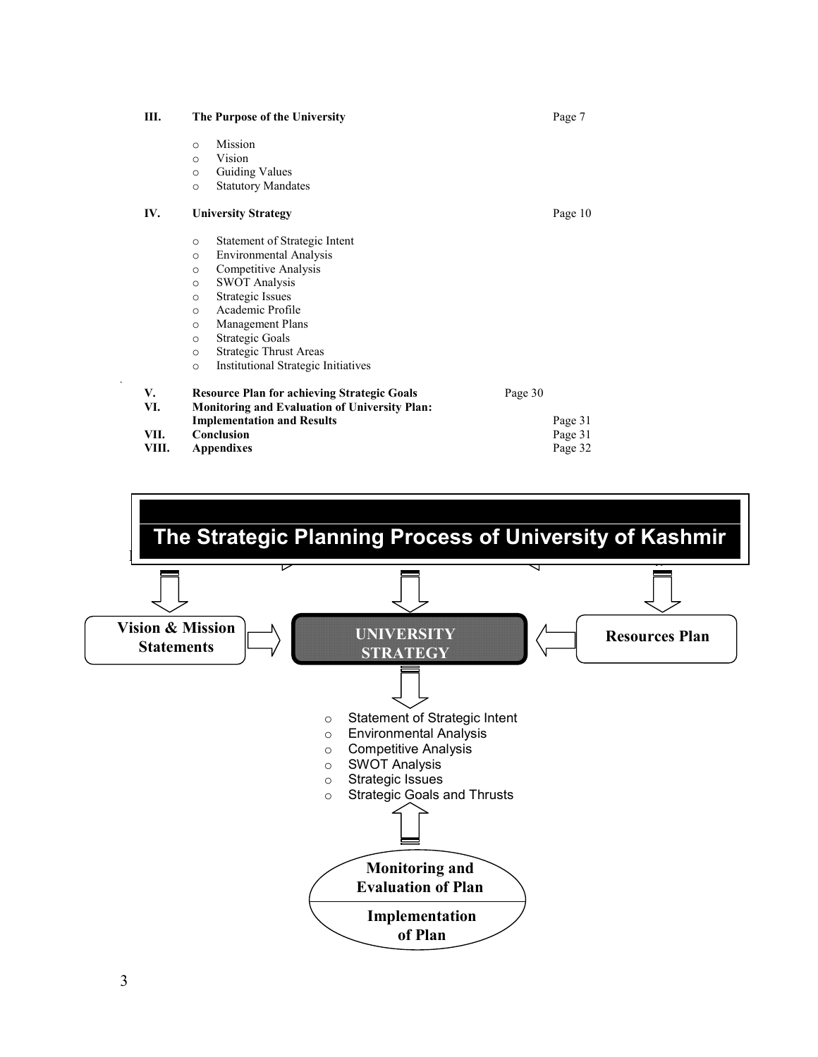**III. The Purpose of the University** Page 7

- Mission
- Vision
- Guiding Values
- Statutory Mandates

**IV. University Strategy** Page 10

- Statement of Strategic Intent
- Environmental Analysis
- Competitive Analysis
- SWOT Analysis
- Strategic Issues
- Academic Profile
- Management Plans
- Strategic Goals
- Strategic Thrust Areas
- Institutional Strategic Initiatives

**V. Resource Plan for achieving Strategic Goals** Page 30

**VI. Monitoring and Evaluation of University Plan: Implementation and Results** Page 31

**VII. Conclusion** Page 31

**VIII. Appendixes** Page 32

## The Strategic Planning Process of University of Kashmir

**Vision & Mission Statements** → **UNIVERSITY STRATEGY** ← **Resources Plan**

- Statement of Strategic Intent
- Environmental Analysis
- Competitive Analysis
- SWOT Analysis
- Strategic Issues
- Strategic Goals and Thrusts

**Monitoring and Evaluation of Plan**

**Implementation of Plan**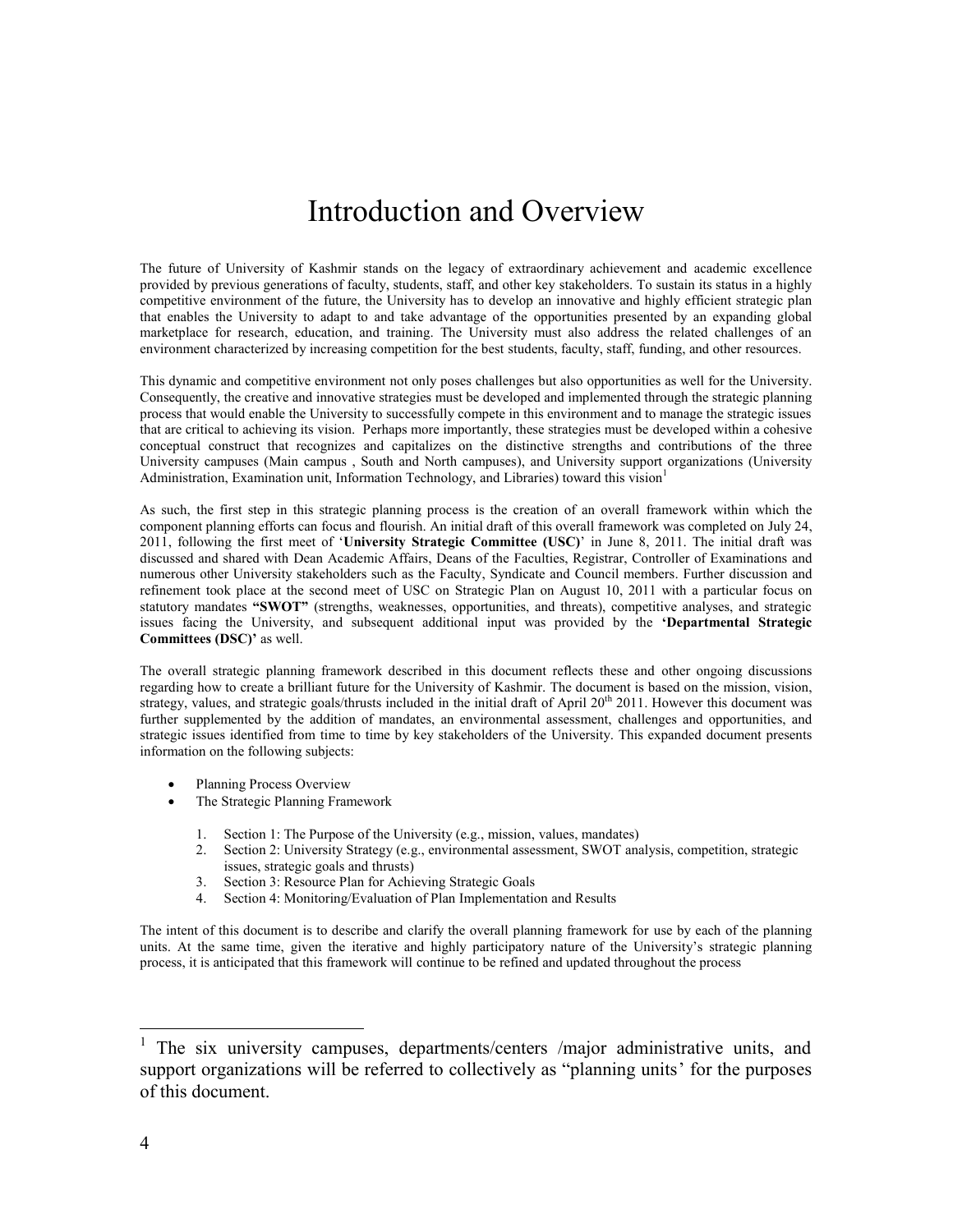# Introduction and Overview

The future of University of Kashmir stands on the legacy of extraordinary achievement and academic excellence provided by previous generations of faculty, students, staff, and other key stakeholders. To sustain its status in a highly competitive environment of the future, the University has to develop an innovative and highly efficient strategic plan that enables the University to adapt to and take advantage of the opportunities presented by an expanding global marketplace for research, education, and training. The University must also address the related challenges of an environment characterized by increasing competition for the best students, faculty, staff, funding, and other resources.

This dynamic and competitive environment not only poses challenges but also opportunities as well for the University. Consequently, the creative and innovative strategies must be developed and implemented through the strategic planning process that would enable the University to successfully compete in this environment and to manage the strategic issues that are critical to achieving its vision. Perhaps more importantly, these strategies must be developed within a cohesive conceptual construct that recognizes and capitalizes on the distinctive strengths and contributions of the three University campuses (Main campus , South and North campuses), and University support organizations (University Administration, Examination unit, Information Technology, and Libraries) toward this vision[1]

As such, the first step in this strategic planning process is the creation of an overall framework within which the component planning efforts can focus and flourish. An initial draft of this overall framework was completed on July 24, 2011, following the first meet of '**University Strategic Committee (USC)**' in June 8, 2011. The initial draft was discussed and shared with Dean Academic Affairs, Deans of the Faculties, Registrar, Controller of Examinations and numerous other University stakeholders such as the Faculty, Syndicate and Council members. Further discussion and refinement took place at the second meet of USC on Strategic Plan on August 10, 2011 with a particular focus on statutory mandates **"SWOT"** (strengths, weaknesses, opportunities, and threats), competitive analyses, and strategic issues facing the University, and subsequent additional input was provided by the **'Departmental Strategic Committees (DSC)'** as well.

The overall strategic planning framework described in this document reflects these and other ongoing discussions regarding how to create a brilliant future for the University of Kashmir. The document is based on the mission, vision, strategy, values, and strategic goals/thrusts included in the initial draft of April 20th 2011. However this document was further supplemented by the addition of mandates, an environmental assessment, challenges and opportunities, and strategic issues identified from time to time by key stakeholders of the University. This expanded document presents information on the following subjects:

- Planning Process Overview
- The Strategic Planning Framework

    1. Section 1: The Purpose of the University (e.g., mission, values, mandates)
    2. Section 2: University Strategy (e.g., environmental assessment, SWOT analysis, competition, strategic issues, strategic goals and thrusts)
    3. Section 3: Resource Plan for Achieving Strategic Goals
    4. Section 4: Monitoring/Evaluation of Plan Implementation and Results

The intent of this document is to describe and clarify the overall planning framework for use by each of the planning units. At the same time, given the iterative and highly participatory nature of the University's strategic planning process, it is anticipated that this framework will continue to be refined and updated throughout the process

---

[1] The six university campuses, departments/centers /major administrative units, and support organizations will be referred to collectively as "planning units' for the purposes of this document.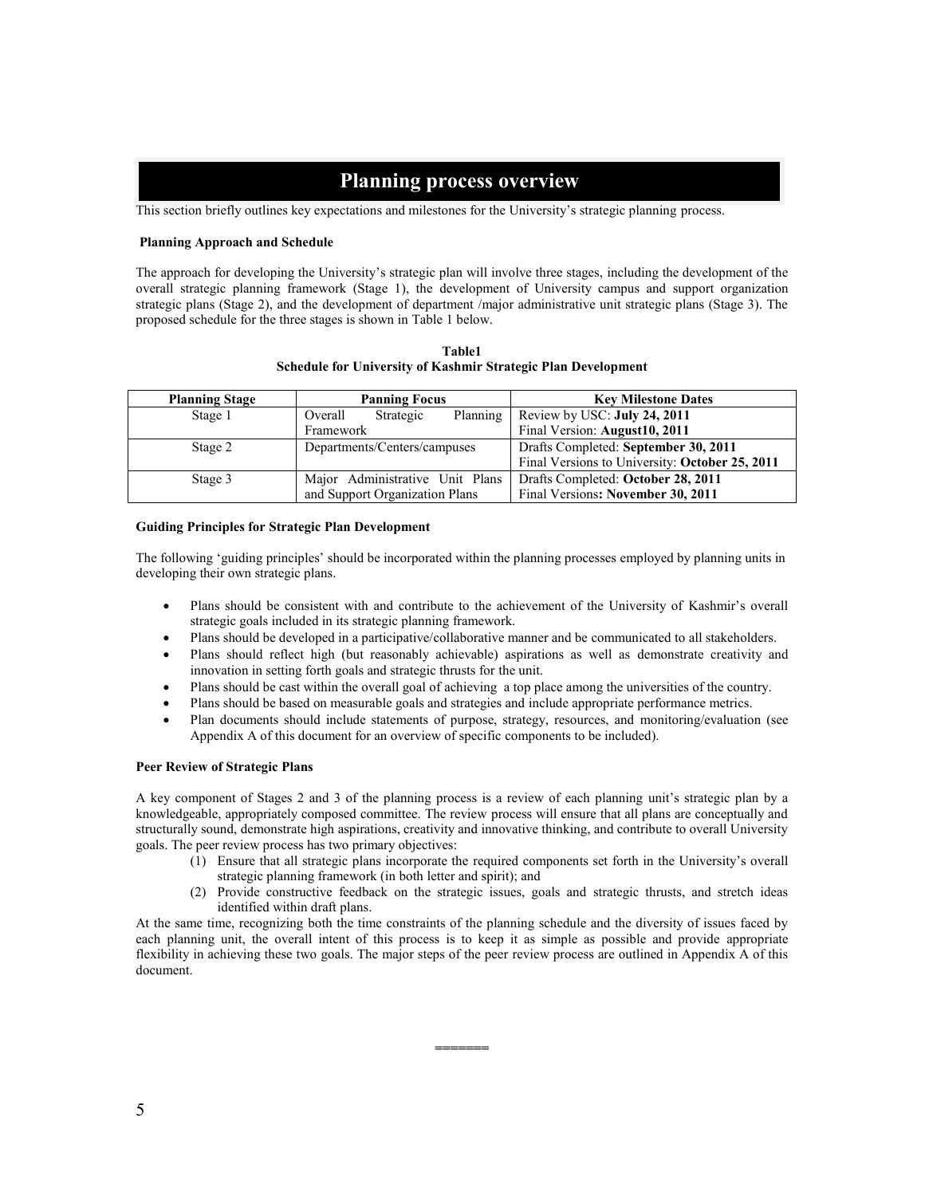# Planning process overview

This section briefly outlines key expectations and milestones for the University's strategic planning process.

**Planning Approach and Schedule**

The approach for developing the University's strategic plan will involve three stages, including the development of the overall strategic planning framework (Stage 1), the development of University campus and support organization strategic plans (Stage 2), and the development of department /major administrative unit strategic plans (Stage 3). The proposed schedule for the three stages is shown in Table 1 below.

**Table1**
**Schedule for University of Kashmir Strategic Plan Development**

| Planning Stage | Panning Focus | Key Milestone Dates |
|---|---|---|
| Stage 1 | Overall Strategic Planning Framework | Review by USC: **July 24, 2011**<br>Final Version: **August10, 2011** |
| Stage 2 | Departments/Centers/campuses | Drafts Completed: **September 30, 2011**<br>Final Versions to University: **October 25, 2011** |
| Stage 3 | Major Administrative Unit Plans and Support Organization Plans | Drafts Completed: **October 28, 2011**<br>Final Versions**: November 30, 2011** |

**Guiding Principles for Strategic Plan Development**

The following 'guiding principles' should be incorporated within the planning processes employed by planning units in developing their own strategic plans.

- Plans should be consistent with and contribute to the achievement of the University of Kashmir's overall strategic goals included in its strategic planning framework.
- Plans should be developed in a participative/collaborative manner and be communicated to all stakeholders.
- Plans should reflect high (but reasonably achievable) aspirations as well as demonstrate creativity and innovation in setting forth goals and strategic thrusts for the unit.
- Plans should be cast within the overall goal of achieving a top place among the universities of the country.
- Plans should be based on measurable goals and strategies and include appropriate performance metrics.
- Plan documents should include statements of purpose, strategy, resources, and monitoring/evaluation (see Appendix A of this document for an overview of specific components to be included).

**Peer Review of Strategic Plans**

A key component of Stages 2 and 3 of the planning process is a review of each planning unit's strategic plan by a knowledgeable, appropriately composed committee. The review process will ensure that all plans are conceptually and structurally sound, demonstrate high aspirations, creativity and innovative thinking, and contribute to overall University goals. The peer review process has two primary objectives:

(1) Ensure that all strategic plans incorporate the required components set forth in the University's overall strategic planning framework (in both letter and spirit); and
(2) Provide constructive feedback on the strategic issues, goals and strategic thrusts, and stretch ideas identified within draft plans.

At the same time, recognizing both the time constraints of the planning schedule and the diversity of issues faced by each planning unit, the overall intent of this process is to keep it as simple as possible and provide appropriate flexibility in achieving these two goals. The major steps of the peer review process are outlined in Appendix A of this document.

=======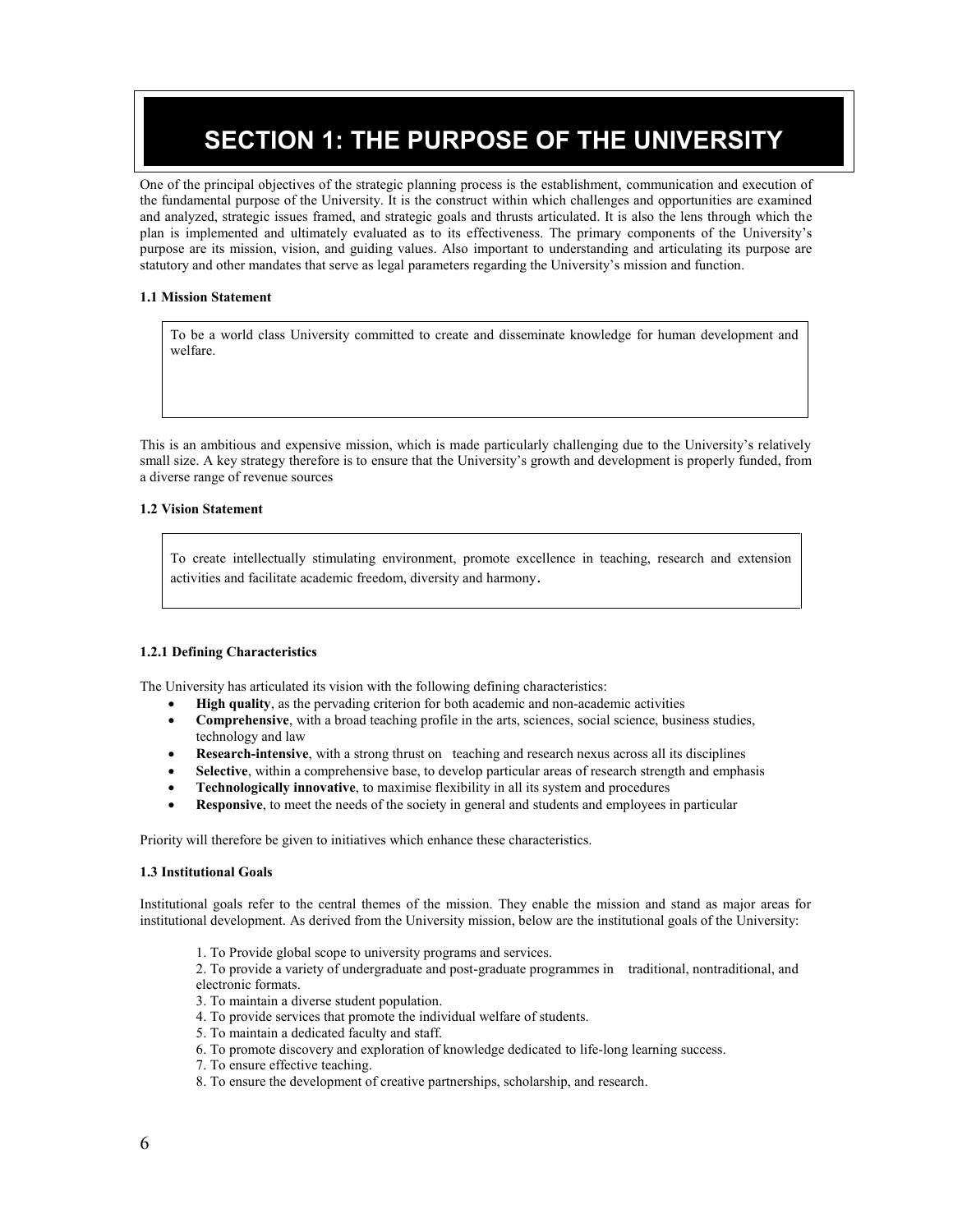# SECTION 1: THE PURPOSE OF THE UNIVERSITY

One of the principal objectives of the strategic planning process is the establishment, communication and execution of the fundamental purpose of the University. It is the construct within which challenges and opportunities are examined and analyzed, strategic issues framed, and strategic goals and thrusts articulated. It is also the lens through which the plan is implemented and ultimately evaluated as to its effectiveness. The primary components of the University's purpose are its mission, vision, and guiding values. Also important to understanding and articulating its purpose are statutory and other mandates that serve as legal parameters regarding the University's mission and function.

**1.1 Mission Statement**

> To be a world class University committed to create and disseminate knowledge for human development and welfare.

This is an ambitious and expensive mission, which is made particularly challenging due to the University's relatively small size. A key strategy therefore is to ensure that the University's growth and development is properly funded, from a diverse range of revenue sources

**1.2 Vision Statement**

> To create intellectually stimulating environment, promote excellence in teaching, research and extension activities and facilitate academic freedom, diversity and harmony.

**1.2.1 Defining Characteristics**

The University has articulated its vision with the following defining characteristics:

- **High quality**, as the pervading criterion for both academic and non-academic activities
- **Comprehensive**, with a broad teaching profile in the arts, sciences, social science, business studies, technology and law
- **Research-intensive**, with a strong thrust on teaching and research nexus across all its disciplines
- **Selective**, within a comprehensive base, to develop particular areas of research strength and emphasis
- **Technologically innovative**, to maximise flexibility in all its system and procedures
- **Responsive**, to meet the needs of the society in general and students and employees in particular

Priority will therefore be given to initiatives which enhance these characteristics.

**1.3 Institutional Goals**

Institutional goals refer to the central themes of the mission. They enable the mission and stand as major areas for institutional development. As derived from the University mission, below are the institutional goals of the University:

1. To Provide global scope to university programs and services.
2. To provide a variety of undergraduate and post-graduate programmes in traditional, nontraditional, and electronic formats.
3. To maintain a diverse student population.
4. To provide services that promote the individual welfare of students.
5. To maintain a dedicated faculty and staff.
6. To promote discovery and exploration of knowledge dedicated to life-long learning success.
7. To ensure effective teaching.
8. To ensure the development of creative partnerships, scholarship, and research.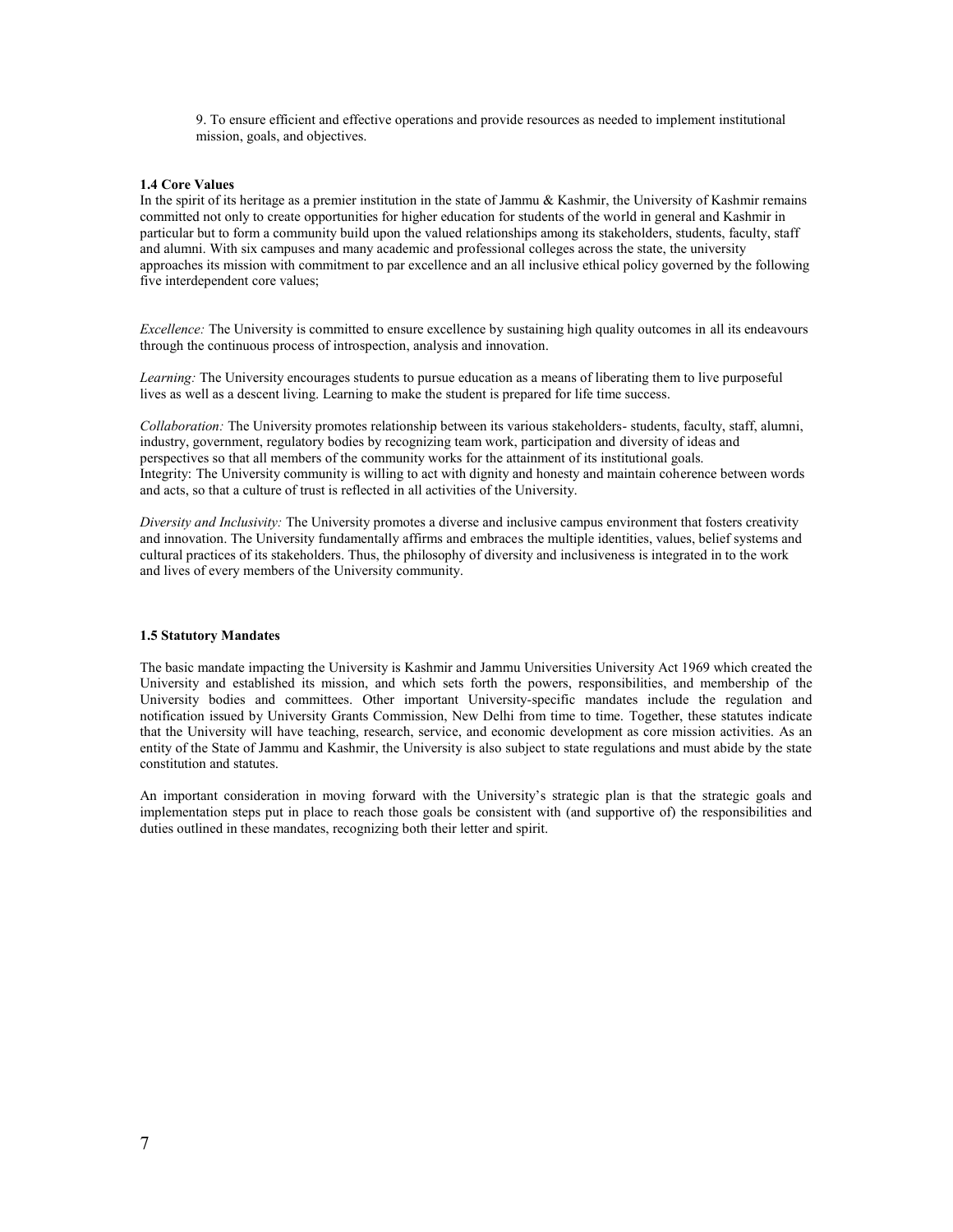9. To ensure efficient and effective operations and provide resources as needed to implement institutional mission, goals, and objectives.

### 1.4 Core Values

In the spirit of its heritage as a premier institution in the state of Jammu & Kashmir, the University of Kashmir remains committed not only to create opportunities for higher education for students of the world in general and Kashmir in particular but to form a community build upon the valued relationships among its stakeholders, students, faculty, staff and alumni. With six campuses and many academic and professional colleges across the state, the university approaches its mission with commitment to par excellence and an all inclusive ethical policy governed by the following five interdependent core values;

*Excellence:* The University is committed to ensure excellence by sustaining high quality outcomes in all its endeavours through the continuous process of introspection, analysis and innovation.

*Learning:* The University encourages students to pursue education as a means of liberating them to live purposeful lives as well as a descent living. Learning to make the student is prepared for life time success.

*Collaboration:* The University promotes relationship between its various stakeholders- students, faculty, staff, alumni, industry, government, regulatory bodies by recognizing team work, participation and diversity of ideas and perspectives so that all members of the community works for the attainment of its institutional goals.
Integrity: The University community is willing to act with dignity and honesty and maintain coherence between words and acts, so that a culture of trust is reflected in all activities of the University.

*Diversity and Inclusivity:* The University promotes a diverse and inclusive campus environment that fosters creativity and innovation. The University fundamentally affirms and embraces the multiple identities, values, belief systems and cultural practices of its stakeholders. Thus, the philosophy of diversity and inclusiveness is integrated in to the work and lives of every members of the University community.

### 1.5 Statutory Mandates

The basic mandate impacting the University is Kashmir and Jammu Universities University Act 1969 which created the University and established its mission, and which sets forth the powers, responsibilities, and membership of the University bodies and committees. Other important University-specific mandates include the regulation and notification issued by University Grants Commission, New Delhi from time to time. Together, these statutes indicate that the University will have teaching, research, service, and economic development as core mission activities. As an entity of the State of Jammu and Kashmir, the University is also subject to state regulations and must abide by the state constitution and statutes.

An important consideration in moving forward with the University's strategic plan is that the strategic goals and implementation steps put in place to reach those goals be consistent with (and supportive of) the responsibilities and duties outlined in these mandates, recognizing both their letter and spirit.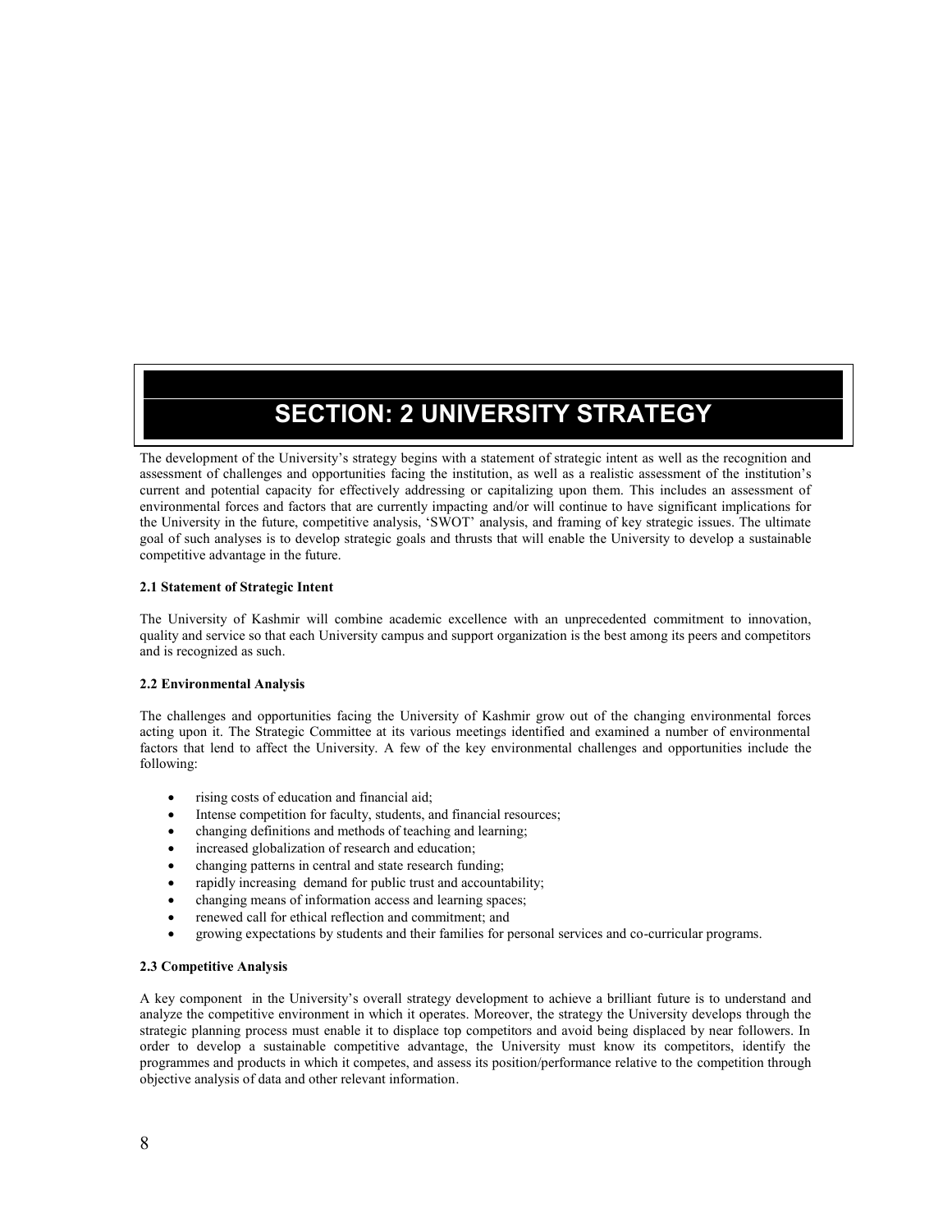# SECTION: 2 UNIVERSITY STRATEGY

The development of the University's strategy begins with a statement of strategic intent as well as the recognition and assessment of challenges and opportunities facing the institution, as well as a realistic assessment of the institution's current and potential capacity for effectively addressing or capitalizing upon them. This includes an assessment of environmental forces and factors that are currently impacting and/or will continue to have significant implications for the University in the future, competitive analysis, 'SWOT' analysis, and framing of key strategic issues. The ultimate goal of such analyses is to develop strategic goals and thrusts that will enable the University to develop a sustainable competitive advantage in the future.

**2.1 Statement of Strategic Intent**

The University of Kashmir will combine academic excellence with an unprecedented commitment to innovation, quality and service so that each University campus and support organization is the best among its peers and competitors and is recognized as such.

**2.2 Environmental Analysis**

The challenges and opportunities facing the University of Kashmir grow out of the changing environmental forces acting upon it. The Strategic Committee at its various meetings identified and examined a number of environmental factors that lend to affect the University. A few of the key environmental challenges and opportunities include the following:

- rising costs of education and financial aid;
- Intense competition for faculty, students, and financial resources;
- changing definitions and methods of teaching and learning;
- increased globalization of research and education;
- changing patterns in central and state research funding;
- rapidly increasing demand for public trust and accountability;
- changing means of information access and learning spaces;
- renewed call for ethical reflection and commitment; and
- growing expectations by students and their families for personal services and co-curricular programs.

**2.3 Competitive Analysis**

A key component in the University's overall strategy development to achieve a brilliant future is to understand and analyze the competitive environment in which it operates. Moreover, the strategy the University develops through the strategic planning process must enable it to displace top competitors and avoid being displaced by near followers. In order to develop a sustainable competitive advantage, the University must know its competitors, identify the programmes and products in which it competes, and assess its position/performance relative to the competition through objective analysis of data and other relevant information.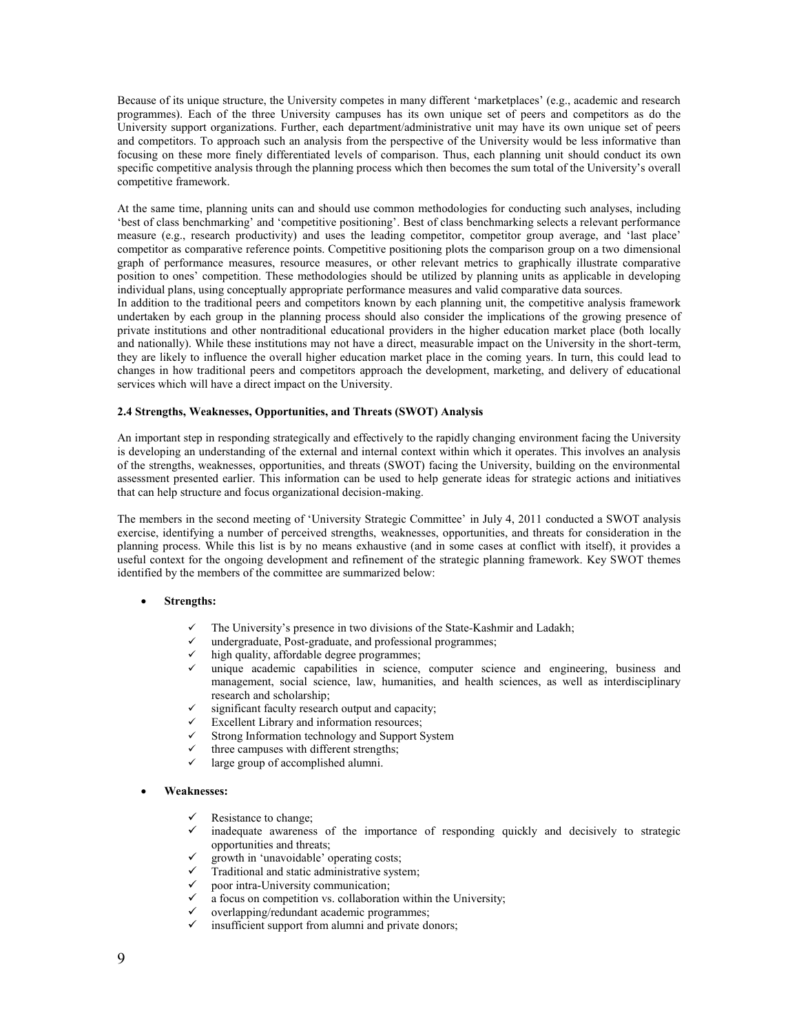Because of its unique structure, the University competes in many different 'marketplaces' (e.g., academic and research programmes). Each of the three University campuses has its own unique set of peers and competitors as do the University support organizations. Further, each department/administrative unit may have its own unique set of peers and competitors. To approach such an analysis from the perspective of the University would be less informative than focusing on these more finely differentiated levels of comparison. Thus, each planning unit should conduct its own specific competitive analysis through the planning process which then becomes the sum total of the University's overall competitive framework.

At the same time, planning units can and should use common methodologies for conducting such analyses, including 'best of class benchmarking' and 'competitive positioning'. Best of class benchmarking selects a relevant performance measure (e.g., research productivity) and uses the leading competitor, competitor group average, and 'last place' competitor as comparative reference points. Competitive positioning plots the comparison group on a two dimensional graph of performance measures, resource measures, or other relevant metrics to graphically illustrate comparative position to ones' competition. These methodologies should be utilized by planning units as applicable in developing individual plans, using conceptually appropriate performance measures and valid comparative data sources.

In addition to the traditional peers and competitors known by each planning unit, the competitive analysis framework undertaken by each group in the planning process should also consider the implications of the growing presence of private institutions and other nontraditional educational providers in the higher education market place (both locally and nationally). While these institutions may not have a direct, measurable impact on the University in the short-term, they are likely to influence the overall higher education market place in the coming years. In turn, this could lead to changes in how traditional peers and competitors approach the development, marketing, and delivery of educational services which will have a direct impact on the University.

**2.4 Strengths, Weaknesses, Opportunities, and Threats (SWOT) Analysis**

An important step in responding strategically and effectively to the rapidly changing environment facing the University is developing an understanding of the external and internal context within which it operates. This involves an analysis of the strengths, weaknesses, opportunities, and threats (SWOT) facing the University, building on the environmental assessment presented earlier. This information can be used to help generate ideas for strategic actions and initiatives that can help structure and focus organizational decision-making.

The members in the second meeting of 'University Strategic Committee' in July 4, 2011 conducted a SWOT analysis exercise, identifying a number of perceived strengths, weaknesses, opportunities, and threats for consideration in the planning process. While this list is by no means exhaustive (and in some cases at conflict with itself), it provides a useful context for the ongoing development and refinement of the strategic planning framework. Key SWOT themes identified by the members of the committee are summarized below:

- **Strengths:**
  - ✓ The University's presence in two divisions of the State-Kashmir and Ladakh;
  - ✓ undergraduate, Post-graduate, and professional programmes;
  - ✓ high quality, affordable degree programmes;
  - ✓ unique academic capabilities in science, computer science and engineering, business and management, social science, law, humanities, and health sciences, as well as interdisciplinary research and scholarship;
  - ✓ significant faculty research output and capacity;
  - ✓ Excellent Library and information resources;
  - ✓ Strong Information technology and Support System
  - ✓ three campuses with different strengths;
  - ✓ large group of accomplished alumni.

- **Weaknesses:**
  - ✓ Resistance to change;
  - ✓ inadequate awareness of the importance of responding quickly and decisively to strategic opportunities and threats;
  - ✓ growth in 'unavoidable' operating costs;
  - ✓ Traditional and static administrative system;
  - ✓ poor intra-University communication;
  - ✓ a focus on competition vs. collaboration within the University;
  - ✓ overlapping/redundant academic programmes;
  - ✓ insufficient support from alumni and private donors;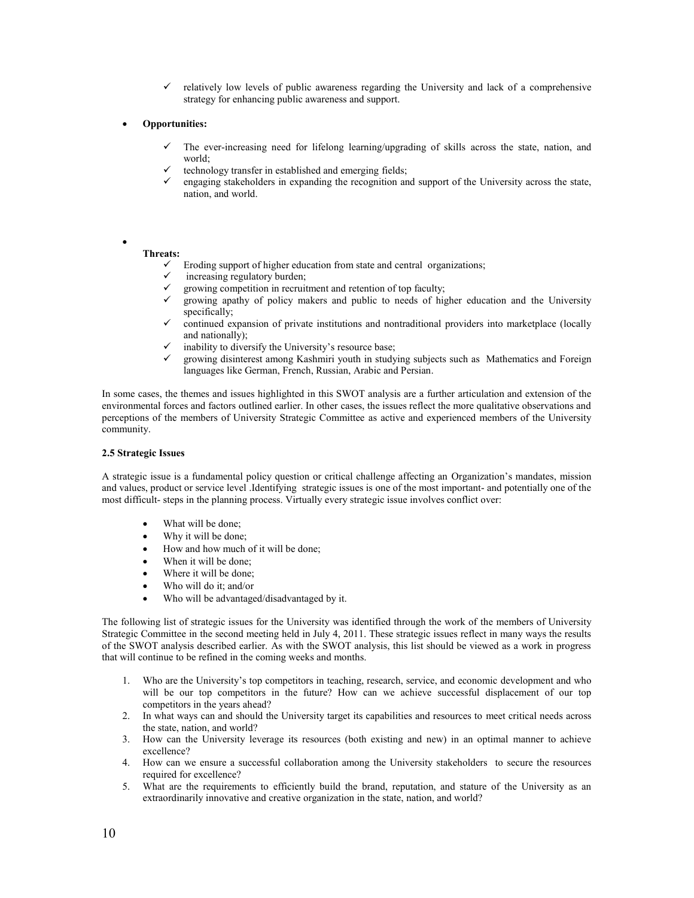- relatively low levels of public awareness regarding the University and lack of a comprehensive strategy for enhancing public awareness and support.

- **Opportunities:**

  - The ever-increasing need for lifelong learning/upgrading of skills across the state, nation, and world;
  - technology transfer in established and emerging fields;
  - engaging stakeholders in expanding the recognition and support of the University across the state, nation, and world.

- **Threats:**
  - Eroding support of higher education from state and central organizations;
  - increasing regulatory burden;
  - growing competition in recruitment and retention of top faculty;
  - growing apathy of policy makers and public to needs of higher education and the University specifically;
  - continued expansion of private institutions and nontraditional providers into marketplace (locally and nationally);
  - inability to diversify the University's resource base;
  - growing disinterest among Kashmiri youth in studying subjects such as Mathematics and Foreign languages like German, French, Russian, Arabic and Persian.

In some cases, the themes and issues highlighted in this SWOT analysis are a further articulation and extension of the environmental forces and factors outlined earlier. In other cases, the issues reflect the more qualitative observations and perceptions of the members of University Strategic Committee as active and experienced members of the University community.

**2.5 Strategic Issues**

A strategic issue is a fundamental policy question or critical challenge affecting an Organization's mandates, mission and values, product or service level .Identifying strategic issues is one of the most important- and potentially one of the most difficult- steps in the planning process. Virtually every strategic issue involves conflict over:

- What will be done;
- Why it will be done;
- How and how much of it will be done;
- When it will be done;
- Where it will be done;
- Who will do it; and/or
- Who will be advantaged/disadvantaged by it.

The following list of strategic issues for the University was identified through the work of the members of University Strategic Committee in the second meeting held in July 4, 2011. These strategic issues reflect in many ways the results of the SWOT analysis described earlier. As with the SWOT analysis, this list should be viewed as a work in progress that will continue to be refined in the coming weeks and months.

1. Who are the University's top competitors in teaching, research, service, and economic development and who will be our top competitors in the future? How can we achieve successful displacement of our top competitors in the years ahead?
2. In what ways can and should the University target its capabilities and resources to meet critical needs across the state, nation, and world?
3. How can the University leverage its resources (both existing and new) in an optimal manner to achieve excellence?
4. How can we ensure a successful collaboration among the University stakeholders to secure the resources required for excellence?
5. What are the requirements to efficiently build the brand, reputation, and stature of the University as an extraordinarily innovative and creative organization in the state, nation, and world?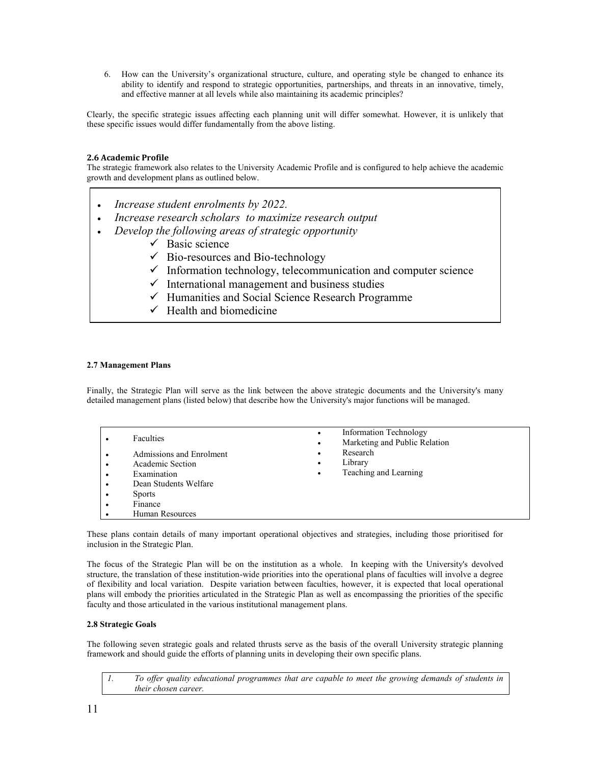6. How can the University's organizational structure, culture, and operating style be changed to enhance its ability to identify and respond to strategic opportunities, partnerships, and threats in an innovative, timely, and effective manner at all levels while also maintaining its academic principles?

Clearly, the specific strategic issues affecting each planning unit will differ somewhat. However, it is unlikely that these specific issues would differ fundamentally from the above listing.

### 2.6 Academic Profile

The strategic framework also relates to the University Academic Profile and is configured to help achieve the academic growth and development plans as outlined below.

- *Increase student enrolments by 2022.*
- *Increase research scholars to maximize research output*
- *Develop the following areas of strategic opportunity*
  - ✓ Basic science
  - ✓ Bio-resources and Bio-technology
  - ✓ Information technology, telecommunication and computer science
  - ✓ International management and business studies
  - ✓ Humanities and Social Science Research Programme
  - ✓ Health and biomedicine

### 2.7 Management Plans

Finally, the Strategic Plan will serve as the link between the above strategic documents and the University's many detailed management plans (listed below) that describe how the University's major functions will be managed.

- Faculties
- Admissions and Enrolment
- Academic Section
- Examination
- Dean Students Welfare
- Sports
- Finance
- Human Resources
- Information Technology
- Marketing and Public Relation
- Research
- Library
- Teaching and Learning

These plans contain details of many important operational objectives and strategies, including those prioritised for inclusion in the Strategic Plan.

The focus of the Strategic Plan will be on the institution as a whole. In keeping with the University's devolved structure, the translation of these institution-wide priorities into the operational plans of faculties will involve a degree of flexibility and local variation. Despite variation between faculties, however, it is expected that local operational plans will embody the priorities articulated in the Strategic Plan as well as encompassing the priorities of the specific faculty and those articulated in the various institutional management plans.

### 2.8 Strategic Goals

The following seven strategic goals and related thrusts serve as the basis of the overall University strategic planning framework and should guide the efforts of planning units in developing their own specific plans.

1. *To offer quality educational programmes that are capable to meet the growing demands of students in their chosen career.*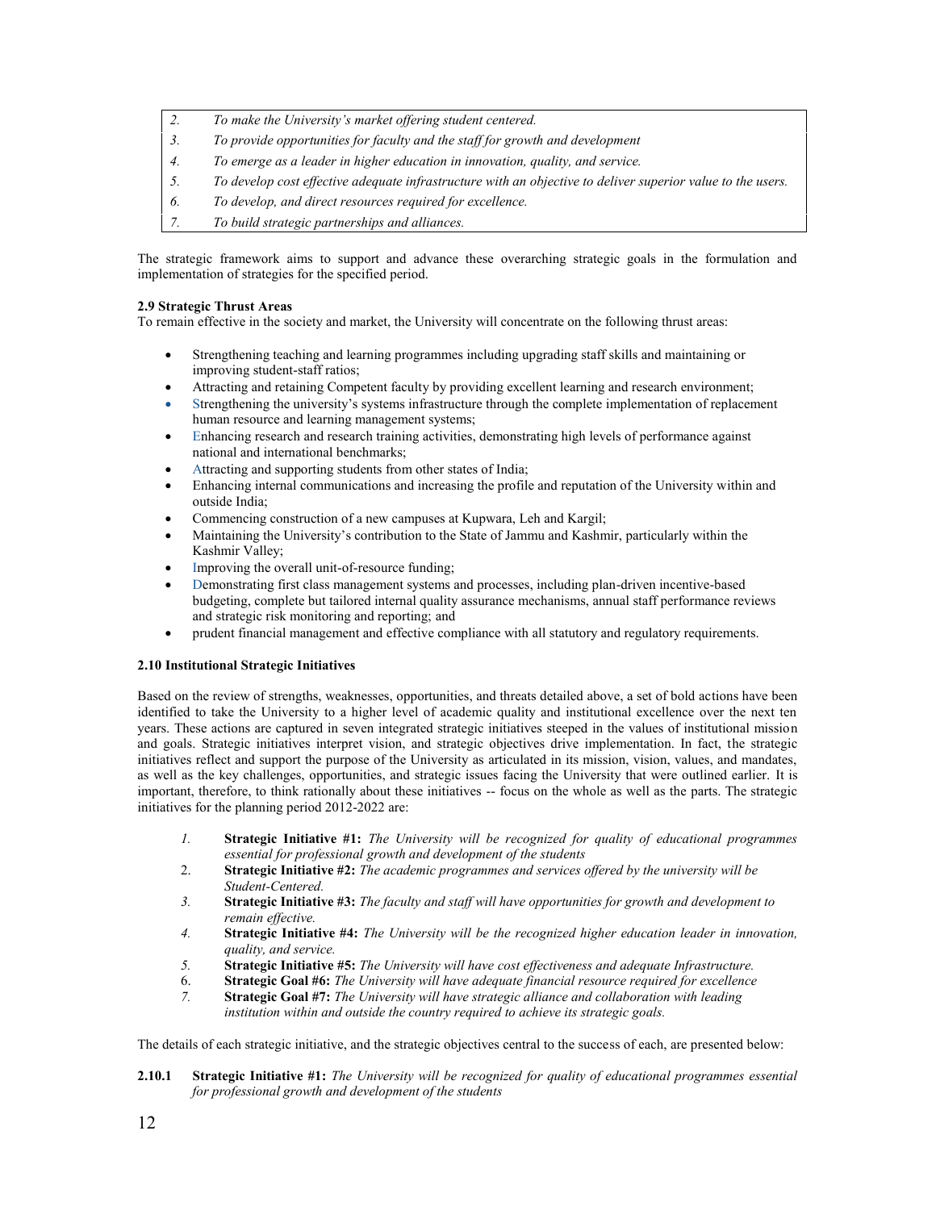| | |
|---|---|
| *2.* | *To make the University's market offering student centered.* |
| *3.* | *To provide opportunities for faculty and the staff for growth and development* |
| *4.* | *To emerge as a leader in higher education in innovation, quality, and service.* |
| *5.* | *To develop cost effective adequate infrastructure with an objective to deliver superior value to the users.* |
| *6.* | *To develop, and direct resources required for excellence.* |
| *7.* | *To build strategic partnerships and alliances.* |

The strategic framework aims to support and advance these overarching strategic goals in the formulation and implementation of strategies for the specified period.

**2.9 Strategic Thrust Areas**

To remain effective in the society and market, the University will concentrate on the following thrust areas:

- Strengthening teaching and learning programmes including upgrading staff skills and maintaining or improving student-staff ratios;
- Attracting and retaining Competent faculty by providing excellent learning and research environment;
- Strengthening the university's systems infrastructure through the complete implementation of replacement human resource and learning management systems;
- Enhancing research and research training activities, demonstrating high levels of performance against national and international benchmarks;
- Attracting and supporting students from other states of India;
- Enhancing internal communications and increasing the profile and reputation of the University within and outside India;
- Commencing construction of a new campuses at Kupwara, Leh and Kargil;
- Maintaining the University's contribution to the State of Jammu and Kashmir, particularly within the Kashmir Valley;
- Improving the overall unit-of-resource funding;
- Demonstrating first class management systems and processes, including plan-driven incentive-based budgeting, complete but tailored internal quality assurance mechanisms, annual staff performance reviews and strategic risk monitoring and reporting; and
- prudent financial management and effective compliance with all statutory and regulatory requirements.

**2.10 Institutional Strategic Initiatives**

Based on the review of strengths, weaknesses, opportunities, and threats detailed above, a set of bold actions have been identified to take the University to a higher level of academic quality and institutional excellence over the next ten years. These actions are captured in seven integrated strategic initiatives steeped in the values of institutional mission and goals. Strategic initiatives interpret vision, and strategic objectives drive implementation. In fact, the strategic initiatives reflect and support the purpose of the University as articulated in its mission, vision, values, and mandates, as well as the key challenges, opportunities, and strategic issues facing the University that were outlined earlier. It is important, therefore, to think rationally about these initiatives -- focus on the whole as well as the parts. The strategic initiatives for the planning period 2012-2022 are:

1. **Strategic Initiative #1:** *The University will be recognized for quality of educational programmes essential for professional growth and development of the students*
2. **Strategic Initiative #2:** *The academic programmes and services offered by the university will be Student-Centered.*
3. **Strategic Initiative #3:** *The faculty and staff will have opportunities for growth and development to remain effective.*
4. **Strategic Initiative #4:** *The University will be the recognized higher education leader in innovation, quality, and service.*
5. **Strategic Initiative #5:** *The University will have cost effectiveness and adequate Infrastructure.*
6. **Strategic Goal #6:** *The University will have adequate financial resource required for excellence*
7. **Strategic Goal #7:** *The University will have strategic alliance and collaboration with leading institution within and outside the country required to achieve its strategic goals.*

The details of each strategic initiative, and the strategic objectives central to the success of each, are presented below:

**2.10.1 Strategic Initiative #1:** *The University will be recognized for quality of educational programmes essential for professional growth and development of the students*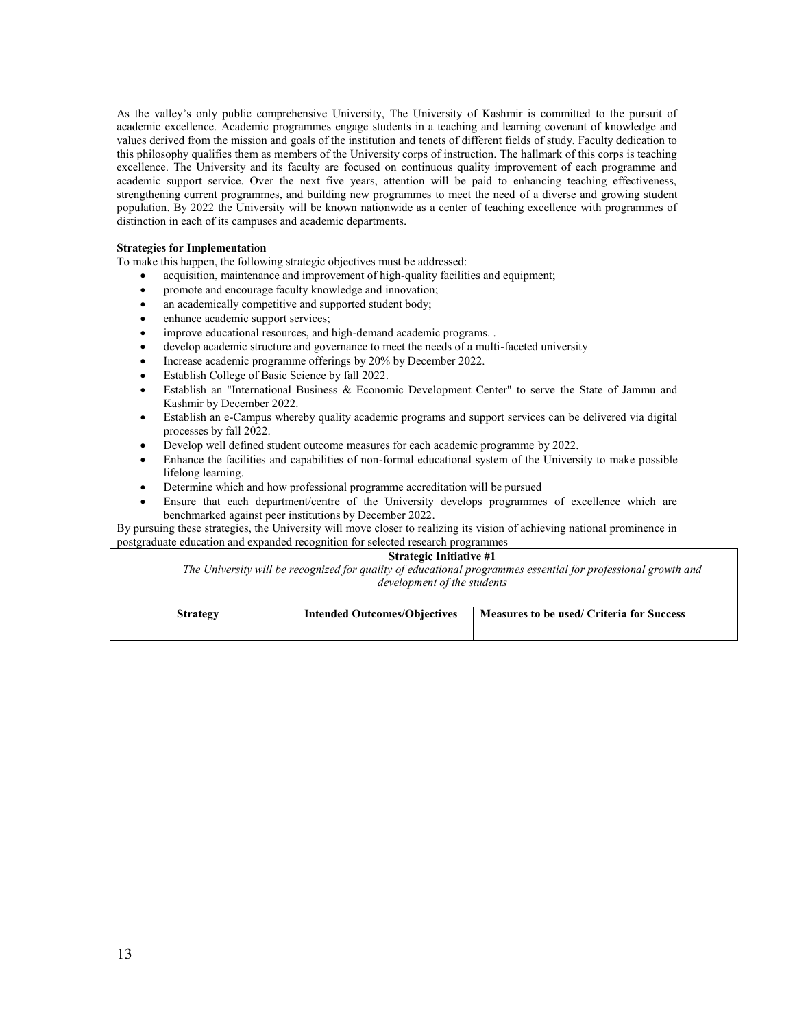As the valley's only public comprehensive University, The University of Kashmir is committed to the pursuit of academic excellence. Academic programmes engage students in a teaching and learning covenant of knowledge and values derived from the mission and goals of the institution and tenets of different fields of study. Faculty dedication to this philosophy qualifies them as members of the University corps of instruction. The hallmark of this corps is teaching excellence. The University and its faculty are focused on continuous quality improvement of each programme and academic support service. Over the next five years, attention will be paid to enhancing teaching effectiveness, strengthening current programmes, and building new programmes to meet the need of a diverse and growing student population. By 2022 the University will be known nationwide as a center of teaching excellence with programmes of distinction in each of its campuses and academic departments.

**Strategies for Implementation**

To make this happen, the following strategic objectives must be addressed:

- acquisition, maintenance and improvement of high-quality facilities and equipment;
- promote and encourage faculty knowledge and innovation;
- an academically competitive and supported student body;
- enhance academic support services;
- improve educational resources, and high-demand academic programs. .
- develop academic structure and governance to meet the needs of a multi-faceted university
- Increase academic programme offerings by 20% by December 2022.
- Establish College of Basic Science by fall 2022.
- Establish an "International Business & Economic Development Center" to serve the State of Jammu and Kashmir by December 2022.
- Establish an e-Campus whereby quality academic programs and support services can be delivered via digital processes by fall 2022.
- Develop well defined student outcome measures for each academic programme by 2022.
- Enhance the facilities and capabilities of non-formal educational system of the University to make possible lifelong learning.
- Determine which and how professional programme accreditation will be pursued
- Ensure that each department/centre of the University develops programmes of excellence which are benchmarked against peer institutions by December 2022.

By pursuing these strategies, the University will move closer to realizing its vision of achieving national prominence in postgraduate education and expanded recognition for selected research programmes

| **Strategic Initiative #1**<br>*The University will be recognized for quality of educational programmes essential for professional growth and development of the students* | | |
|---|---|---|
| **Strategy** | **Intended Outcomes/Objectives** | **Measures to be used/ Criteria for Success** |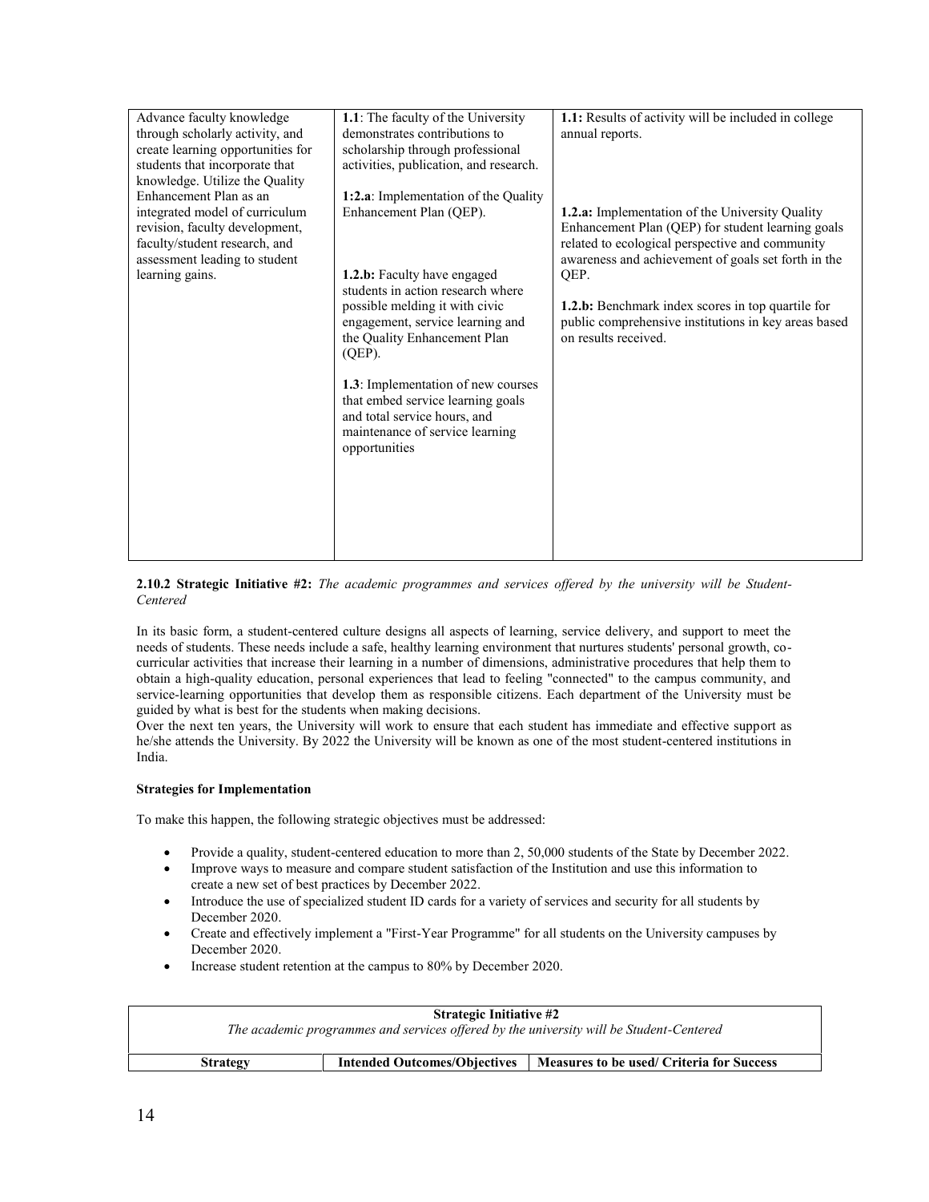| | | |
|---|---|---|
| Advance faculty knowledge through scholarly activity, and create learning opportunities for students that incorporate that knowledge. Utilize the Quality Enhancement Plan as an integrated model of curriculum revision, faculty development, faculty/student research, and assessment leading to student learning gains. | **1.1**: The faculty of the University demonstrates contributions to scholarship through professional activities, publication, and research.<br><br>**1:2.a**: Implementation of the Quality Enhancement Plan (QEP).<br><br>**1.2.b:** Faculty have engaged students in action research where possible melding it with civic engagement, service learning and the Quality Enhancement Plan (QEP).<br><br>**1.3**: Implementation of new courses that embed service learning goals and total service hours, and maintenance of service learning opportunities | **1.1:** Results of activity will be included in college annual reports.<br><br>**1.2.a:** Implementation of the University Quality Enhancement Plan (QEP) for student learning goals related to ecological perspective and community awareness and achievement of goals set forth in the QEP.<br><br>**1.2.b:** Benchmark index scores in top quartile for public comprehensive institutions in key areas based on results received. |

**2.10.2 Strategic Initiative #2:** *The academic programmes and services offered by the university will be Student-Centered*

In its basic form, a student-centered culture designs all aspects of learning, service delivery, and support to meet the needs of students. These needs include a safe, healthy learning environment that nurtures students' personal growth, co-curricular activities that increase their learning in a number of dimensions, administrative procedures that help them to obtain a high-quality education, personal experiences that lead to feeling "connected" to the campus community, and service-learning opportunities that develop them as responsible citizens. Each department of the University must be guided by what is best for the students when making decisions.

Over the next ten years, the University will work to ensure that each student has immediate and effective support as he/she attends the University. By 2022 the University will be known as one of the most student-centered institutions in India.

**Strategies for Implementation**

To make this happen, the following strategic objectives must be addressed:

- Provide a quality, student-centered education to more than 2, 50,000 students of the State by December 2022.
- Improve ways to measure and compare student satisfaction of the Institution and use this information to create a new set of best practices by December 2022.
- Introduce the use of specialized student ID cards for a variety of services and security for all students by December 2020.
- Create and effectively implement a "First-Year Programme" for all students on the University campuses by December 2020.
- Increase student retention at the campus to 80% by December 2020.

| **Strategic Initiative #2**<br>*The academic programmes and services offered by the university will be Student-Centered* | | |
|---|---|---|
| **Strategy** | **Intended Outcomes/Objectives** | **Measures to be used/ Criteria for Success** |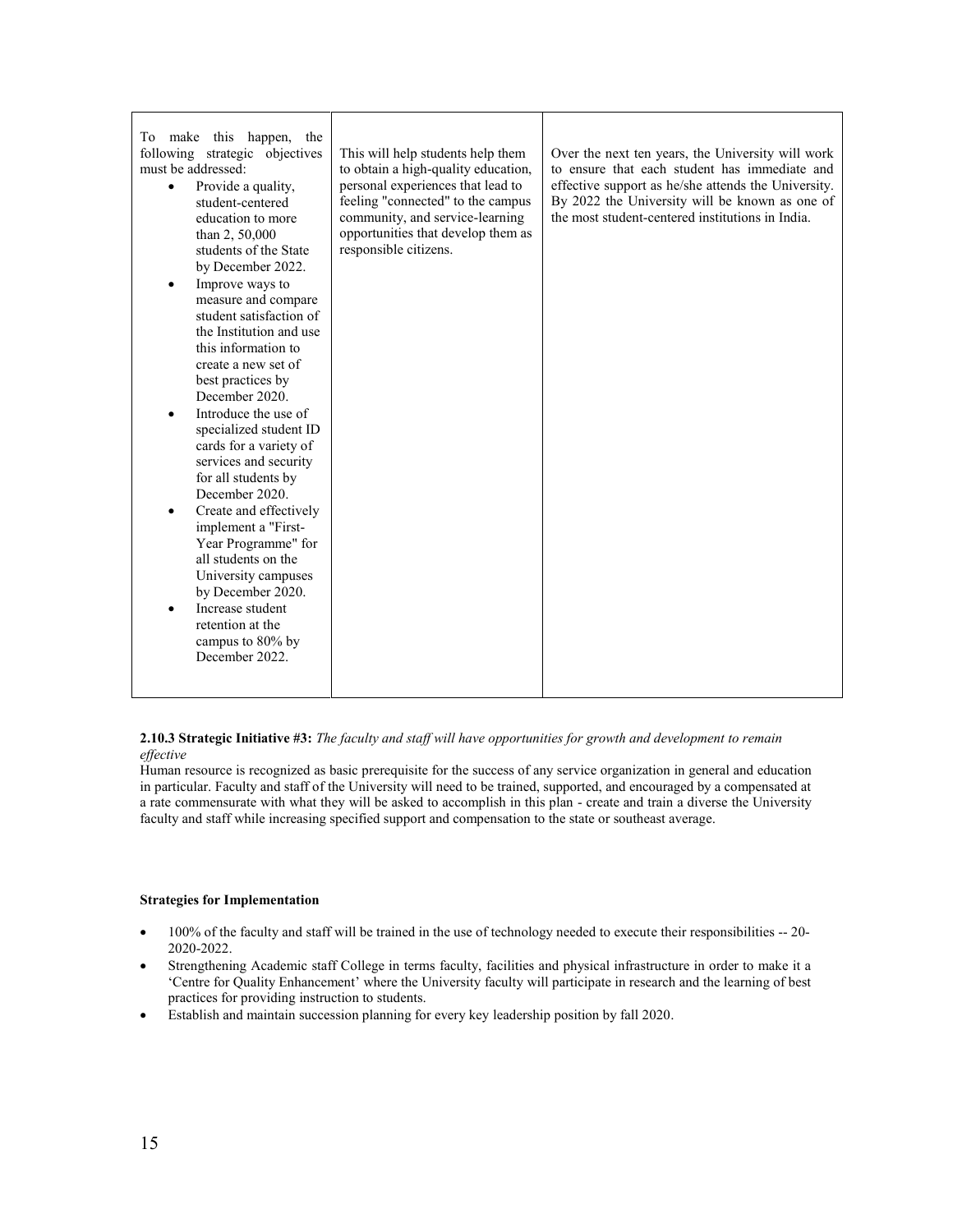| To make this happen, the following strategic objectives must be addressed:<br>• Provide a quality, student-centered education to more than 2, 50,000 students of the State by December 2022.<br>• Improve ways to measure and compare student satisfaction of the Institution and use this information to create a new set of best practices by December 2020.<br>• Introduce the use of specialized student ID cards for a variety of services and security for all students by December 2020.<br>• Create and effectively implement a "First-Year Programme" for all students on the University campuses by December 2020.<br>• Increase student retention at the campus to 80% by December 2022. | This will help students help them to obtain a high-quality education, personal experiences that lead to feeling "connected" to the campus community, and service-learning opportunities that develop them as responsible citizens. | Over the next ten years, the University will work to ensure that each student has immediate and effective support as he/she attends the University. By 2022 the University will be known as one of the most student-centered institutions in India. |
|---|---|---|

**2.10.3 Strategic Initiative #3:** *The faculty and staff will have opportunities for growth and development to remain effective*

Human resource is recognized as basic prerequisite for the success of any service organization in general and education in particular. Faculty and staff of the University will need to be trained, supported, and encouraged by a compensated at a rate commensurate with what they will be asked to accomplish in this plan - create and train a diverse the University faculty and staff while increasing specified support and compensation to the state or southeast average.

**Strategies for Implementation**

- 100% of the faculty and staff will be trained in the use of technology needed to execute their responsibilities -- 20-2020-2022.
- Strengthening Academic staff College in terms faculty, facilities and physical infrastructure in order to make it a 'Centre for Quality Enhancement' where the University faculty will participate in research and the learning of best practices for providing instruction to students.
- Establish and maintain succession planning for every key leadership position by fall 2020.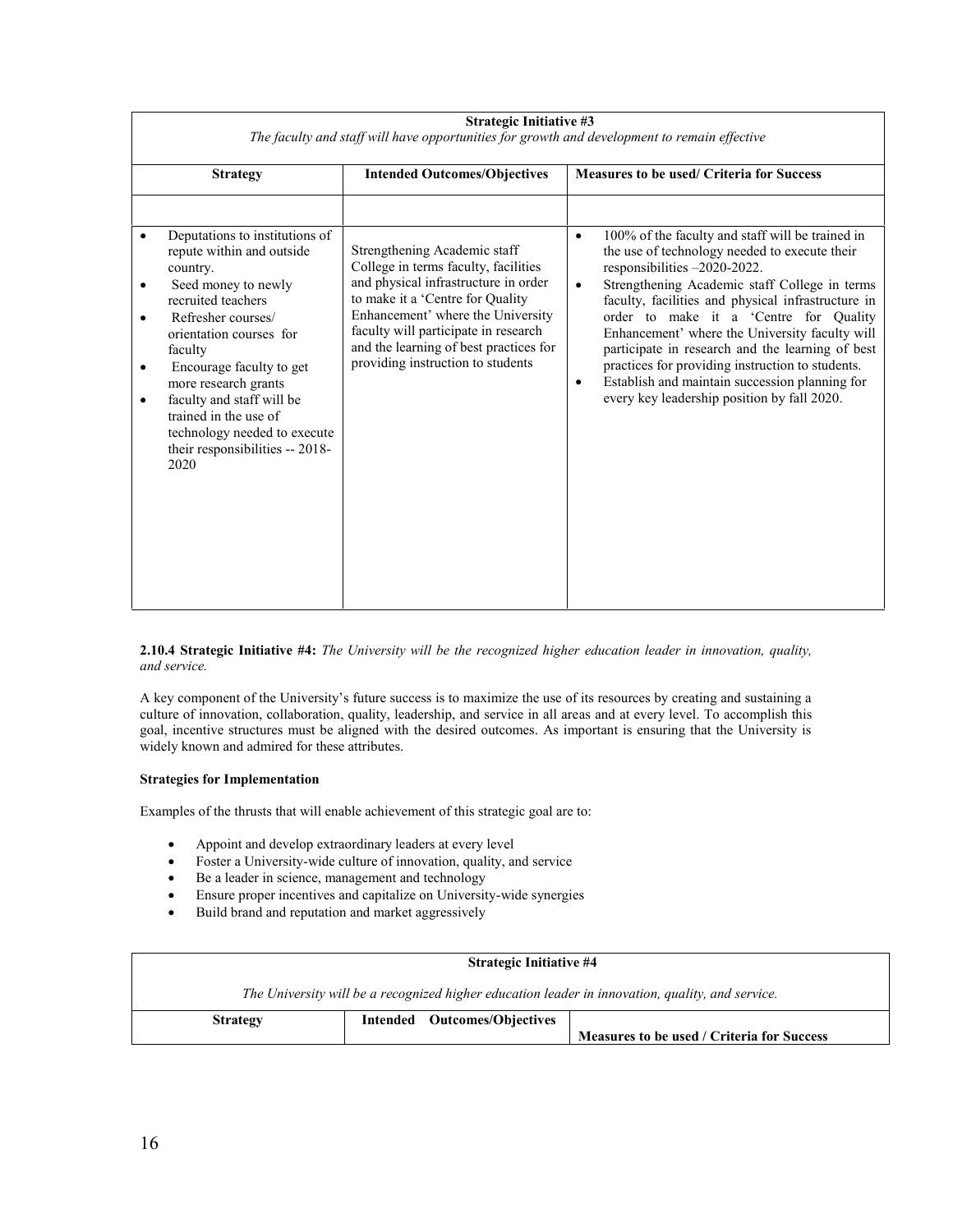| Strategic Initiative #3<br>*The faculty and staff will have opportunities for growth and development to remain effective* | | |
|---|---|---|
| **Strategy** | **Intended Outcomes/Objectives** | **Measures to be used/ Criteria for Success** |
| | | |
| • Deputations to institutions of repute within and outside country.<br>• Seed money to newly recruited teachers<br>• Refresher courses/ orientation courses for faculty<br>• Encourage faculty to get more research grants<br>• faculty and staff will be trained in the use of technology needed to execute their responsibilities -- 2018-2020 | Strengthening Academic staff College in terms faculty, facilities and physical infrastructure in order to make it a 'Centre for Quality Enhancement' where the University faculty will participate in research and the learning of best practices for providing instruction to students | • 100% of the faculty and staff will be trained in the use of technology needed to execute their responsibilities –2020-2022.<br>• Strengthening Academic staff College in terms faculty, facilities and physical infrastructure in order to make it a 'Centre for Quality Enhancement' where the University faculty will participate in research and the learning of best practices for providing instruction to students.<br>• Establish and maintain succession planning for every key leadership position by fall 2020. |

**2.10.4 Strategic Initiative #4:** *The University will be the recognized higher education leader in innovation, quality, and service.*

A key component of the University's future success is to maximize the use of its resources by creating and sustaining a culture of innovation, collaboration, quality, leadership, and service in all areas and at every level. To accomplish this goal, incentive structures must be aligned with the desired outcomes. As important is ensuring that the University is widely known and admired for these attributes.

**Strategies for Implementation**

Examples of the thrusts that will enable achievement of this strategic goal are to:

- Appoint and develop extraordinary leaders at every level
- Foster a University-wide culture of innovation, quality, and service
- Be a leader in science, management and technology
- Ensure proper incentives and capitalize on University-wide synergies
- Build brand and reputation and market aggressively

| Strategic Initiative #4<br>*The University will be a recognized higher education leader in innovation, quality, and service.* | | |
|---|---|---|
| **Strategy** | **Intended Outcomes/Objectives** | **Measures to be used / Criteria for Success** |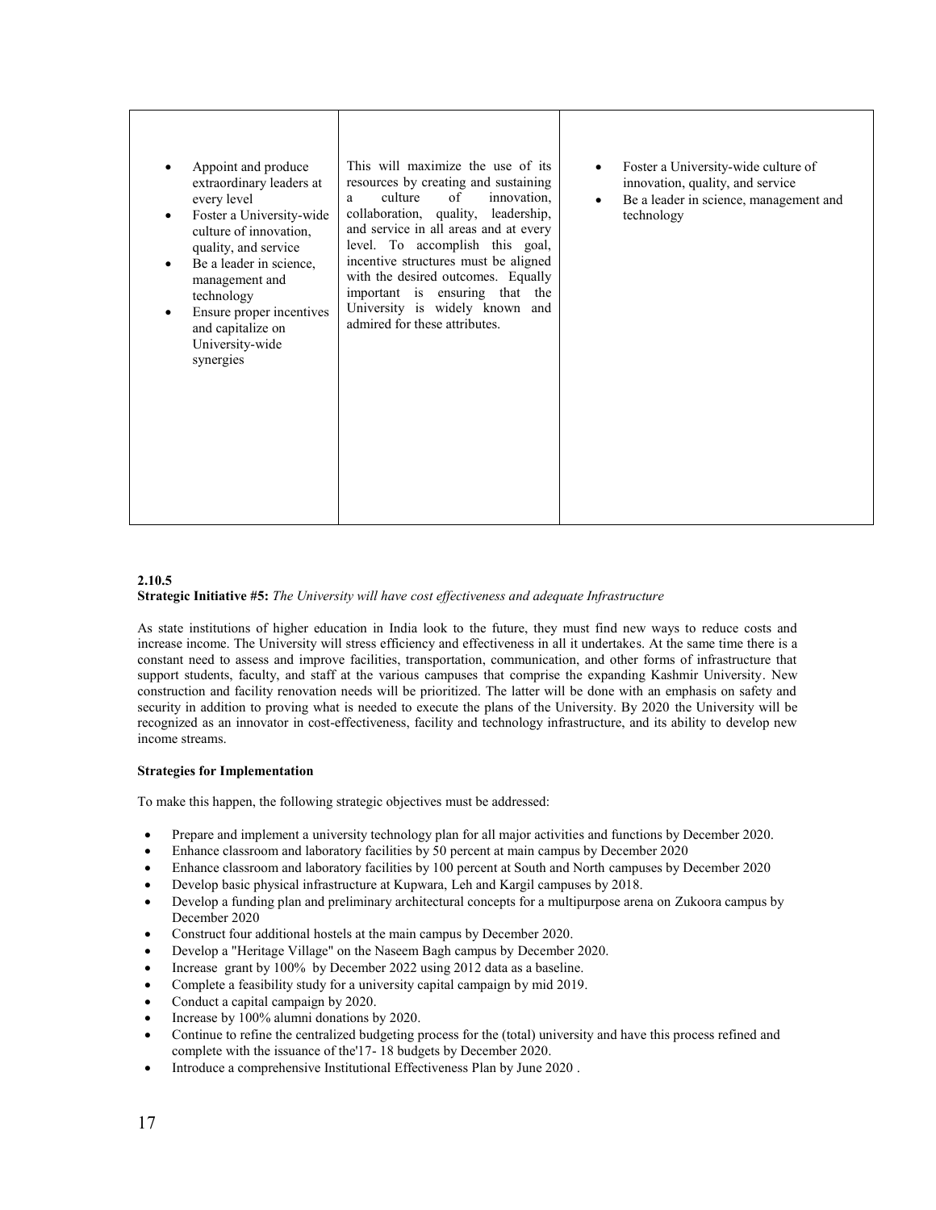| | | |
|---|---|---|
| • Appoint and produce extraordinary leaders at every level<br>• Foster a University-wide culture of innovation, quality, and service<br>• Be a leader in science, management and technology<br>• Ensure proper incentives and capitalize on University-wide synergies | This will maximize the use of its resources by creating and sustaining a culture of innovation, collaboration, quality, leadership, and service in all areas and at every level. To accomplish this goal, incentive structures must be aligned with the desired outcomes. Equally important is ensuring that the University is widely known and admired for these attributes. | • Foster a University-wide culture of innovation, quality, and service<br>• Be a leader in science, management and technology |

**2.10.5**
**Strategic Initiative #5:** *The University will have cost effectiveness and adequate Infrastructure*

As state institutions of higher education in India look to the future, they must find new ways to reduce costs and increase income. The University will stress efficiency and effectiveness in all it undertakes. At the same time there is a constant need to assess and improve facilities, transportation, communication, and other forms of infrastructure that support students, faculty, and staff at the various campuses that comprise the expanding Kashmir University. New construction and facility renovation needs will be prioritized. The latter will be done with an emphasis on safety and security in addition to proving what is needed to execute the plans of the University. By 2020 the University will be recognized as an innovator in cost-effectiveness, facility and technology infrastructure, and its ability to develop new income streams.

**Strategies for Implementation**

To make this happen, the following strategic objectives must be addressed:

- Prepare and implement a university technology plan for all major activities and functions by December 2020.
- Enhance classroom and laboratory facilities by 50 percent at main campus by December 2020
- Enhance classroom and laboratory facilities by 100 percent at South and North campuses by December 2020
- Develop basic physical infrastructure at Kupwara, Leh and Kargil campuses by 2018.
- Develop a funding plan and preliminary architectural concepts for a multipurpose arena on Zukoora campus by December 2020
- Construct four additional hostels at the main campus by December 2020.
- Develop a "Heritage Village" on the Naseem Bagh campus by December 2020.
- Increase grant by 100% by December 2022 using 2012 data as a baseline.
- Complete a feasibility study for a university capital campaign by mid 2019.
- Conduct a capital campaign by 2020.
- Increase by 100% alumni donations by 2020.
- Continue to refine the centralized budgeting process for the (total) university and have this process refined and complete with the issuance of the'17- 18 budgets by December 2020.
- Introduce a comprehensive Institutional Effectiveness Plan by June 2020 .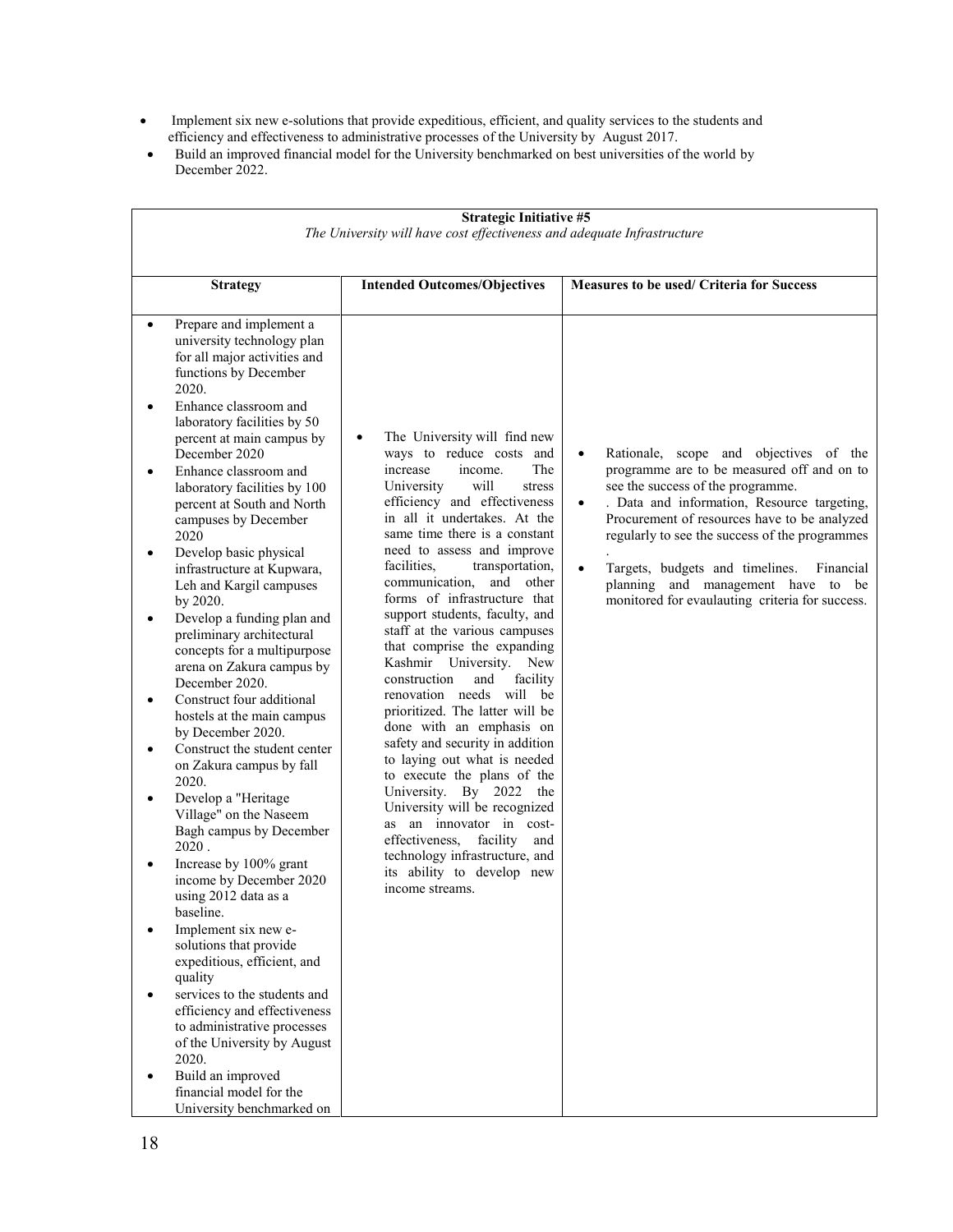- Implement six new e-solutions that provide expeditious, efficient, and quality services to the students and efficiency and effectiveness to administrative processes of the University by August 2017.
- Build an improved financial model for the University benchmarked on best universities of the world by December 2022.

| **Strategic Initiative #5**<br>*The University will have cost effectiveness and adequate Infrastructure* | | |
|---|---|---|
| **Strategy** | **Intended Outcomes/Objectives** | **Measures to be used/ Criteria for Success** |
| • Prepare and implement a university technology plan for all major activities and functions by December 2020.<br>• Enhance classroom and laboratory facilities by 50 percent at main campus by December 2020<br>• Enhance classroom and laboratory facilities by 100 percent at South and North campuses by December 2020<br>• Develop basic physical infrastructure at Kupwara, Leh and Kargil campuses by 2020.<br>• Develop a funding plan and preliminary architectural concepts for a multipurpose arena on Zakura campus by December 2020.<br>• Construct four additional hostels at the main campus by December 2020.<br>• Construct the student center on Zakura campus by fall 2020.<br>• Develop a "Heritage Village" on the Naseem Bagh campus by December 2020 .<br>• Increase by 100% grant income by December 2020 using 2012 data as a baseline.<br>• Implement six new e-solutions that provide expeditious, efficient, and quality<br>• services to the students and efficiency and effectiveness to administrative processes of the University by August 2020.<br>• Build an improved financial model for the University benchmarked on | • The University will find new ways to reduce costs and increase income. The University will stress efficiency and effectiveness in all it undertakes. At the same time there is a constant need to assess and improve facilities, transportation, communication, and other forms of infrastructure that support students, faculty, and staff at the various campuses that comprise the expanding Kashmir University. New construction and facility renovation needs will be prioritized. The latter will be done with an emphasis on safety and security in addition to laying out what is needed to execute the plans of the University. By 2022 the University will be recognized as an innovator in cost-effectiveness, facility and technology infrastructure, and its ability to develop new income streams. | • Rationale, scope and objectives of the programme are to be measured off and on to see the success of the programme.<br>• . Data and information, Resource targeting, Procurement of resources have to be analyzed regularly to see the success of the programmes .<br>• Targets, budgets and timelines. Financial planning and management have to be monitored for evaulauting criteria for success. |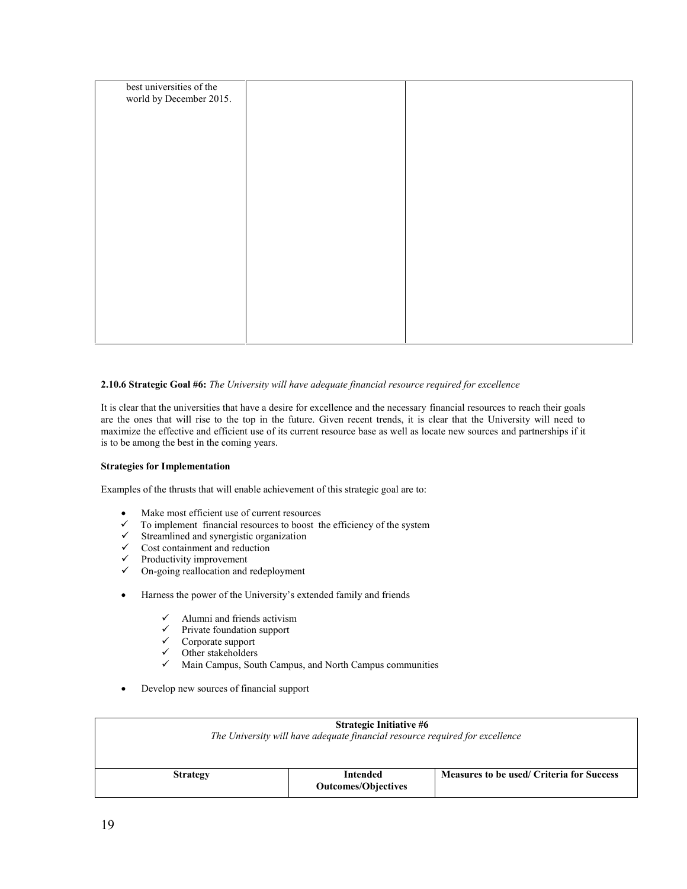| | | |
|---|---|---|
| best universities of the world by December 2015. | | |

**2.10.6 Strategic Goal #6:** *The University will have adequate financial resource required for excellence*

It is clear that the universities that have a desire for excellence and the necessary financial resources to reach their goals are the ones that will rise to the top in the future. Given recent trends, it is clear that the University will need to maximize the effective and efficient use of its current resource base as well as locate new sources and partnerships if it is to be among the best in the coming years.

**Strategies for Implementation**

Examples of the thrusts that will enable achievement of this strategic goal are to:

- Make most efficient use of current resources
  - ✓ To implement financial resources to boost the efficiency of the system
  - ✓ Streamlined and synergistic organization
  - ✓ Cost containment and reduction
  - ✓ Productivity improvement
  - ✓ On-going reallocation and redeployment
- Harness the power of the University's extended family and friends
  - ✓ Alumni and friends activism
  - ✓ Private foundation support
  - ✓ Corporate support
  - ✓ Other stakeholders
  - ✓ Main Campus, South Campus, and North Campus communities
- Develop new sources of financial support

| **Strategic Initiative #6**<br>*The University will have adequate financial resource required for excellence* | | |
|---|---|---|
| **Strategy** | **Intended Outcomes/Objectives** | **Measures to be used/ Criteria for Success** |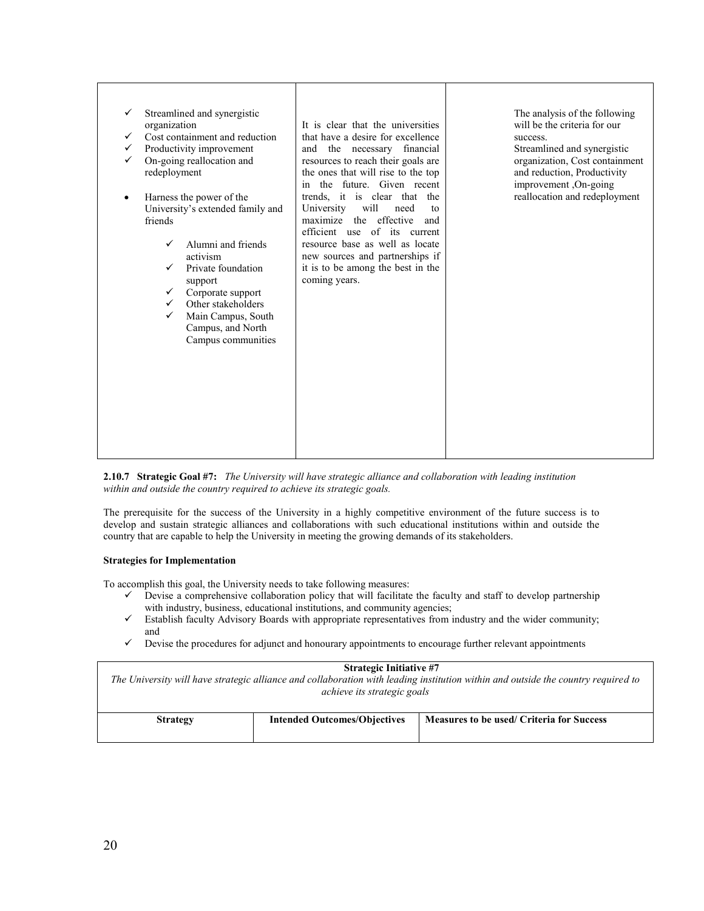| | | |
|---|---|---|
| ✓ Streamlined and synergistic organization<br>✓ Cost containment and reduction<br>✓ Productivity improvement<br>✓ On-going reallocation and redeployment<br><br>• Harness the power of the University's extended family and friends<br><br>✓ Alumni and friends activism<br>✓ Private foundation support<br>✓ Corporate support<br>✓ Other stakeholders<br>✓ Main Campus, South Campus, and North Campus communities | It is clear that the universities that have a desire for excellence and the necessary financial resources to reach their goals are the ones that will rise to the top in the future. Given recent trends, it is clear that the University will need to maximize the effective and efficient use of its current resource base as well as locate new sources and partnerships if it is to be among the best in the coming years. | The analysis of the following will be the criteria for our success.<br>Streamlined and synergistic organization, Cost containment and reduction, Productivity improvement ,On-going reallocation and redeployment |

**2.10.7 Strategic Goal #7:** *The University will have strategic alliance and collaboration with leading institution within and outside the country required to achieve its strategic goals.*

The prerequisite for the success of the University in a highly competitive environment of the future success is to develop and sustain strategic alliances and collaborations with such educational institutions within and outside the country that are capable to help the University in meeting the growing demands of its stakeholders.

**Strategies for Implementation**

To accomplish this goal, the University needs to take following measures:

- ✓ Devise a comprehensive collaboration policy that will facilitate the faculty and staff to develop partnership with industry, business, educational institutions, and community agencies;
- ✓ Establish faculty Advisory Boards with appropriate representatives from industry and the wider community; and
- ✓ Devise the procedures for adjunct and honourary appointments to encourage further relevant appointments

| **Strategic Initiative #7**<br>*The University will have strategic alliance and collaboration with leading institution within and outside the country required to achieve its strategic goals* | | |
|---|---|---|
| **Strategy** | **Intended Outcomes/Objectives** | **Measures to be used/ Criteria for Success** |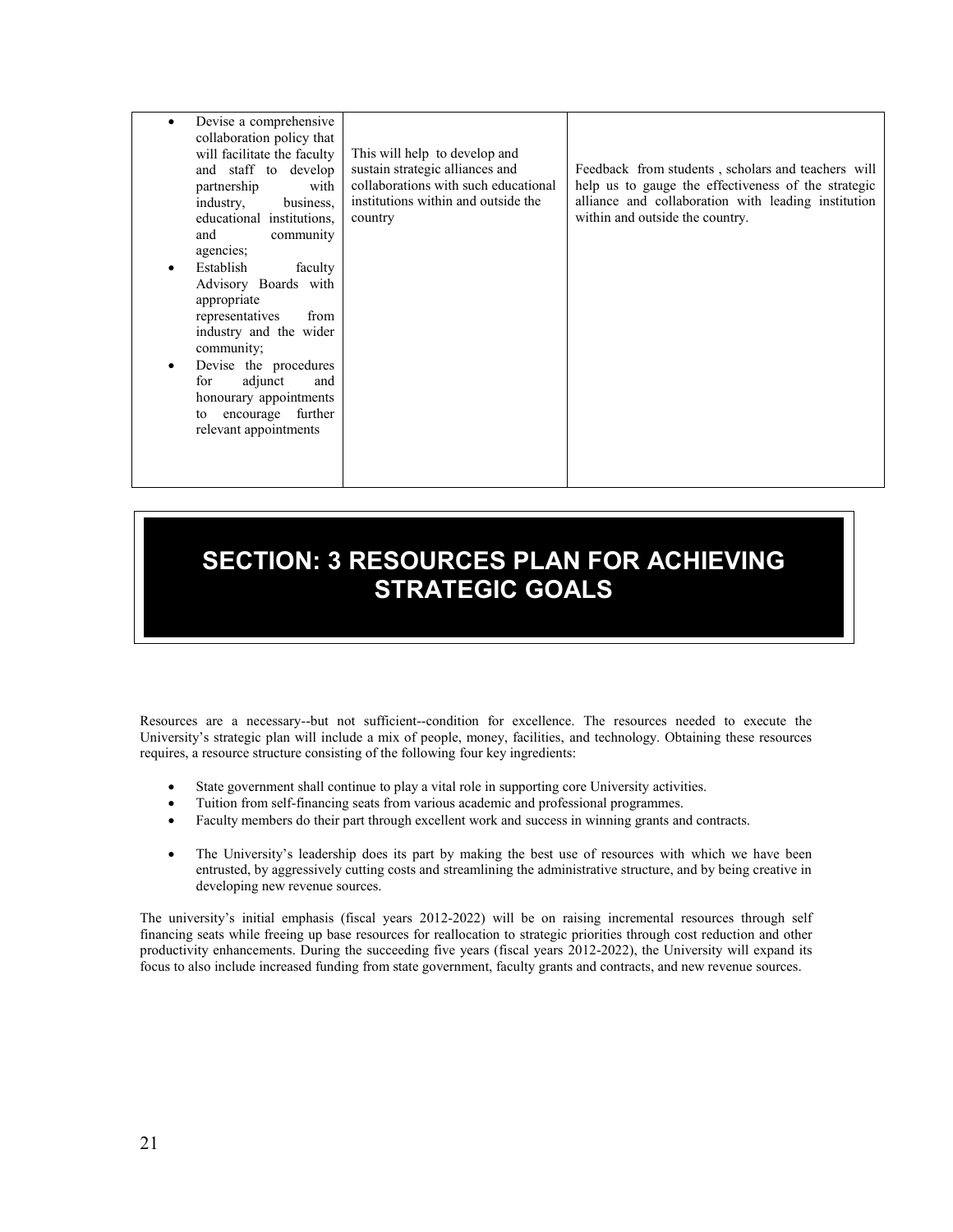| | | |
|---|---|---|
| • Devise a comprehensive collaboration policy that will facilitate the faculty and staff to develop partnership with industry, business, educational institutions, and community agencies;<br>• Establish faculty Advisory Boards with appropriate representatives from industry and the wider community;<br>• Devise the procedures for adjunct and honourary appointments to encourage further relevant appointments | This will help to develop and sustain strategic alliances and collaborations with such educational institutions within and outside the country | Feedback from students , scholars and teachers will help us to gauge the effectiveness of the strategic alliance and collaboration with leading institution within and outside the country. |

# SECTION: 3 RESOURCES PLAN FOR ACHIEVING STRATEGIC GOALS

Resources are a necessary--but not sufficient--condition for excellence. The resources needed to execute the University's strategic plan will include a mix of people, money, facilities, and technology. Obtaining these resources requires, a resource structure consisting of the following four key ingredients:

- State government shall continue to play a vital role in supporting core University activities.
- Tuition from self-financing seats from various academic and professional programmes.
- Faculty members do their part through excellent work and success in winning grants and contracts.
- The University's leadership does its part by making the best use of resources with which we have been entrusted, by aggressively cutting costs and streamlining the administrative structure, and by being creative in developing new revenue sources.

The university's initial emphasis (fiscal years 2012-2022) will be on raising incremental resources through self financing seats while freeing up base resources for reallocation to strategic priorities through cost reduction and other productivity enhancements. During the succeeding five years (fiscal years 2012-2022), the University will expand its focus to also include increased funding from state government, faculty grants and contracts, and new revenue sources.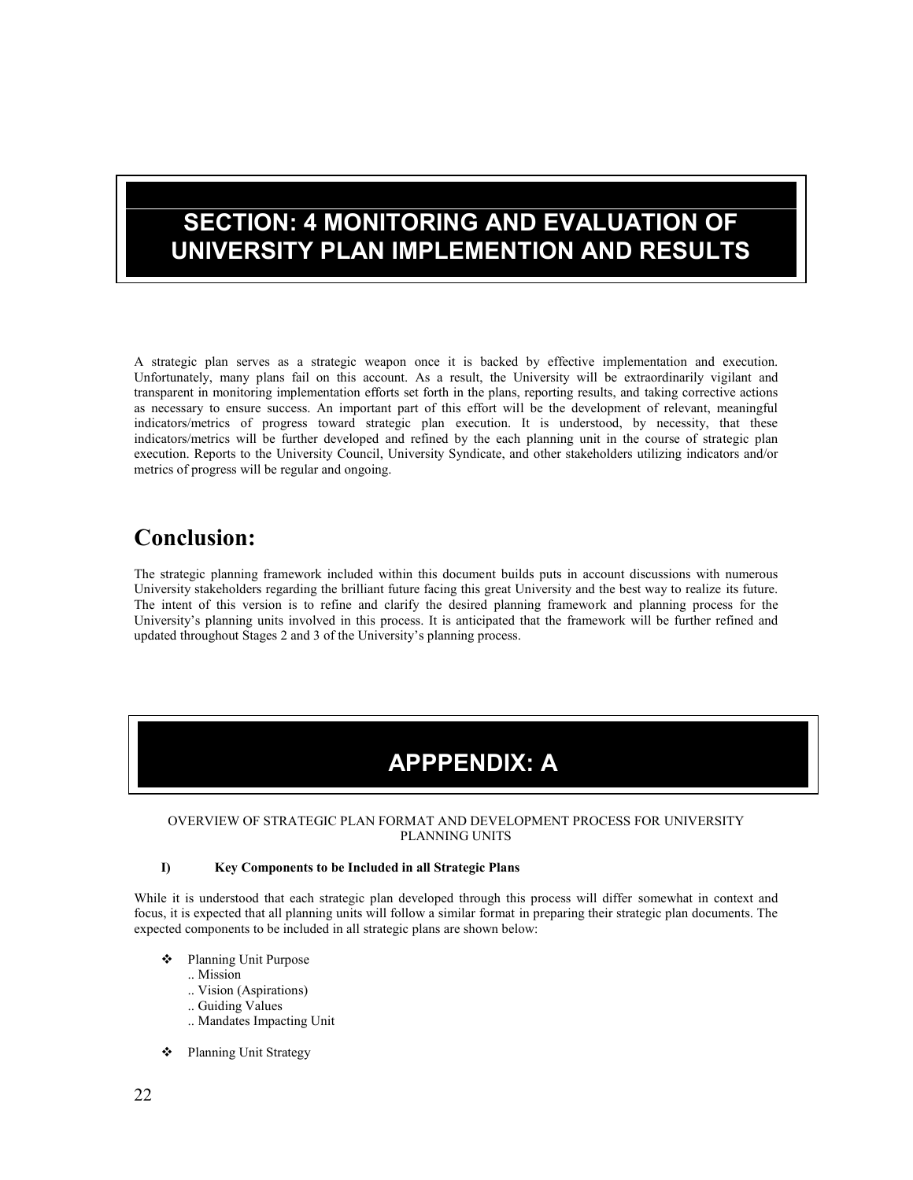# SECTION: 4 MONITORING AND EVALUATION OF UNIVERSITY PLAN IMPLEMENTION AND RESULTS

A strategic plan serves as a strategic weapon once it is backed by effective implementation and execution. Unfortunately, many plans fail on this account. As a result, the University will be extraordinarily vigilant and transparent in monitoring implementation efforts set forth in the plans, reporting results, and taking corrective actions as necessary to ensure success. An important part of this effort will be the development of relevant, meaningful indicators/metrics of progress toward strategic plan execution. It is understood, by necessity, that these indicators/metrics will be further developed and refined by the each planning unit in the course of strategic plan execution. Reports to the University Council, University Syndicate, and other stakeholders utilizing indicators and/or metrics of progress will be regular and ongoing.

## Conclusion:

The strategic planning framework included within this document builds puts in account discussions with numerous University stakeholders regarding the brilliant future facing this great University and the best way to realize its future. The intent of this version is to refine and clarify the desired planning framework and planning process for the University's planning units involved in this process. It is anticipated that the framework will be further refined and updated throughout Stages 2 and 3 of the University's planning process.

# APPPENDIX: A

OVERVIEW OF STRATEGIC PLAN FORMAT AND DEVELOPMENT PROCESS FOR UNIVERSITY PLANNING UNITS

**I) Key Components to be Included in all Strategic Plans**

While it is understood that each strategic plan developed through this process will differ somewhat in context and focus, it is expected that all planning units will follow a similar format in preparing their strategic plan documents. The expected components to be included in all strategic plans are shown below:

- Planning Unit Purpose
  - .. Mission
  - .. Vision (Aspirations)
  - .. Guiding Values
  - .. Mandates Impacting Unit
- Planning Unit Strategy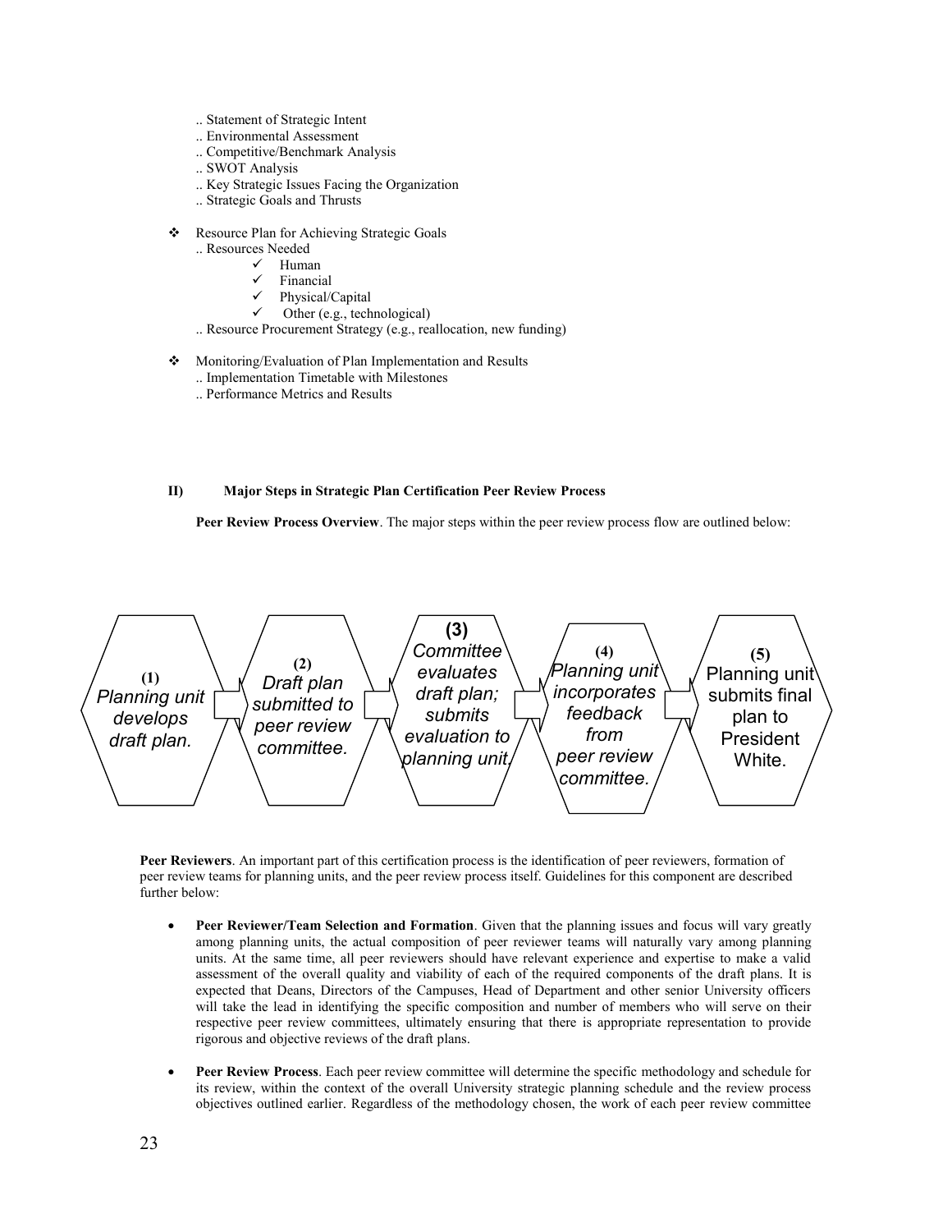.. Statement of Strategic Intent
.. Environmental Assessment
.. Competitive/Benchmark Analysis
.. SWOT Analysis
.. Key Strategic Issues Facing the Organization
.. Strategic Goals and Thrusts

- Resource Plan for Achieving Strategic Goals
  .. Resources Needed
  - ✓ Human
  - ✓ Financial
  - ✓ Physical/Capital
  - ✓ Other (e.g., technological)

  .. Resource Procurement Strategy (e.g., reallocation, new funding)

- Monitoring/Evaluation of Plan Implementation and Results
  .. Implementation Timetable with Milestones
  .. Performance Metrics and Results

## II) Major Steps in Strategic Plan Certification Peer Review Process

**Peer Review Process Overview**. The major steps within the peer review process flow are outlined below:

**(1)** *Planning unit develops draft plan.* → **(2)** *Draft plan submitted to peer review committee.* → **(3)** *Committee evaluates draft plan; submits evaluation to planning unit.* → **(4)** *Planning unit incorporates feedback from peer review committee.* → **(5)** Planning unit submits final plan to President White.

**Peer Reviewers**. An important part of this certification process is the identification of peer reviewers, formation of peer review teams for planning units, and the peer review process itself. Guidelines for this component are described further below:

- **Peer Reviewer/Team Selection and Formation**. Given that the planning issues and focus will vary greatly among planning units, the actual composition of peer reviewer teams will naturally vary among planning units. At the same time, all peer reviewers should have relevant experience and expertise to make a valid assessment of the overall quality and viability of each of the required components of the draft plans. It is expected that Deans, Directors of the Campuses, Head of Department and other senior University officers will take the lead in identifying the specific composition and number of members who will serve on their respective peer review committees, ultimately ensuring that there is appropriate representation to provide rigorous and objective reviews of the draft plans.

- **Peer Review Process**. Each peer review committee will determine the specific methodology and schedule for its review, within the context of the overall University strategic planning schedule and the review process objectives outlined earlier. Regardless of the methodology chosen, the work of each peer review committee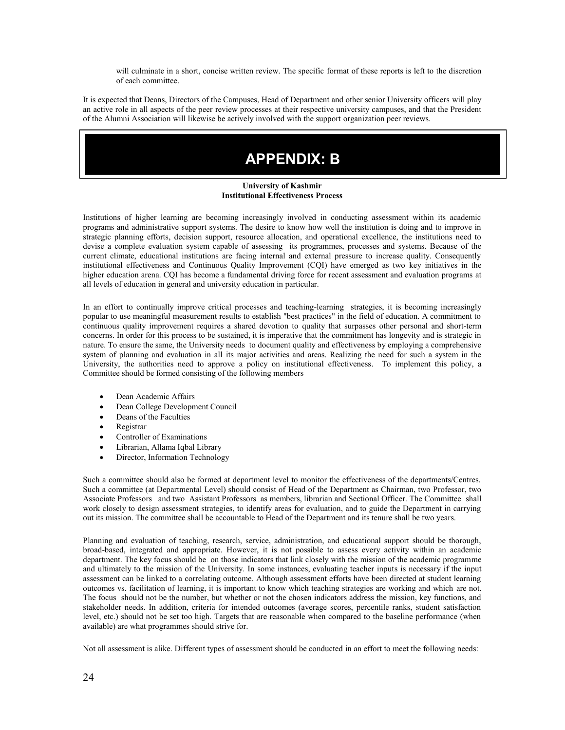will culminate in a short, concise written review. The specific format of these reports is left to the discretion of each committee.

It is expected that Deans, Directors of the Campuses, Head of Department and other senior University officers will play an active role in all aspects of the peer review processes at their respective university campuses, and that the President of the Alumni Association will likewise be actively involved with the support organization peer reviews.

# APPENDIX: B

**University of Kashmir**
**Institutional Effectiveness Process**

Institutions of higher learning are becoming increasingly involved in conducting assessment within its academic programs and administrative support systems. The desire to know how well the institution is doing and to improve in strategic planning efforts, decision support, resource allocation, and operational excellence, the institutions need to devise a complete evaluation system capable of assessing its programmes, processes and systems. Because of the current climate, educational institutions are facing internal and external pressure to increase quality. Consequently institutional effectiveness and Continuous Quality Improvement (CQI) have emerged as two key initiatives in the higher education arena. CQI has become a fundamental driving force for recent assessment and evaluation programs at all levels of education in general and university education in particular.

In an effort to continually improve critical processes and teaching-learning strategies, it is becoming increasingly popular to use meaningful measurement results to establish "best practices" in the field of education. A commitment to continuous quality improvement requires a shared devotion to quality that surpasses other personal and short-term concerns. In order for this process to be sustained, it is imperative that the commitment has longevity and is strategic in nature. To ensure the same, the University needs to document quality and effectiveness by employing a comprehensive system of planning and evaluation in all its major activities and areas. Realizing the need for such a system in the University, the authorities need to approve a policy on institutional effectiveness. To implement this policy, a Committee should be formed consisting of the following members

- Dean Academic Affairs
- Dean College Development Council
- Deans of the Faculties
- Registrar
- Controller of Examinations
- Librarian, Allama Iqbal Library
- Director, Information Technology

Such a committee should also be formed at department level to monitor the effectiveness of the departments/Centres. Such a committee (at Departmental Level) should consist of Head of the Department as Chairman, two Professor, two Associate Professors and two Assistant Professors as members, librarian and Sectional Officer. The Committee shall work closely to design assessment strategies, to identify areas for evaluation, and to guide the Department in carrying out its mission. The committee shall be accountable to Head of the Department and its tenure shall be two years.

Planning and evaluation of teaching, research, service, administration, and educational support should be thorough, broad-based, integrated and appropriate. However, it is not possible to assess every activity within an academic department. The key focus should be on those indicators that link closely with the mission of the academic programme and ultimately to the mission of the University. In some instances, evaluating teacher inputs is necessary if the input assessment can be linked to a correlating outcome. Although assessment efforts have been directed at student learning outcomes vs. facilitation of learning, it is important to know which teaching strategies are working and which are not. The focus should not be the number, but whether or not the chosen indicators address the mission, key functions, and stakeholder needs. In addition, criteria for intended outcomes (average scores, percentile ranks, student satisfaction level, etc.) should not be set too high. Targets that are reasonable when compared to the baseline performance (when available) are what programmes should strive for.

Not all assessment is alike. Different types of assessment should be conducted in an effort to meet the following needs: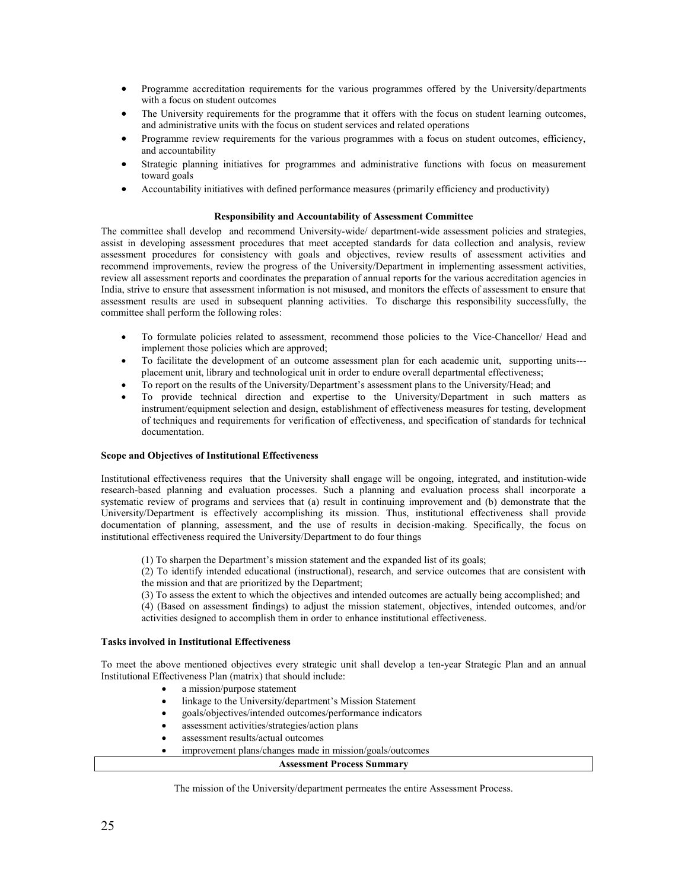- Programme accreditation requirements for the various programmes offered by the University/departments with a focus on student outcomes
- The University requirements for the programme that it offers with the focus on student learning outcomes, and administrative units with the focus on student services and related operations
- Programme review requirements for the various programmes with a focus on student outcomes, efficiency, and accountability
- Strategic planning initiatives for programmes and administrative functions with focus on measurement toward goals
- Accountability initiatives with defined performance measures (primarily efficiency and productivity)

**Responsibility and Accountability of Assessment Committee**

The committee shall develop and recommend University-wide/ department-wide assessment policies and strategies, assist in developing assessment procedures that meet accepted standards for data collection and analysis, review assessment procedures for consistency with goals and objectives, review results of assessment activities and recommend improvements, review the progress of the University/Department in implementing assessment activities, review all assessment reports and coordinates the preparation of annual reports for the various accreditation agencies in India, strive to ensure that assessment information is not misused, and monitors the effects of assessment to ensure that assessment results are used in subsequent planning activities. To discharge this responsibility successfully, the committee shall perform the following roles:

- To formulate policies related to assessment, recommend those policies to the Vice-Chancellor/ Head and implement those policies which are approved;
- To facilitate the development of an outcome assessment plan for each academic unit, supporting units---placement unit, library and technological unit in order to endure overall departmental effectiveness;
- To report on the results of the University/Department's assessment plans to the University/Head; and
- To provide technical direction and expertise to the University/Department in such matters as instrument/equipment selection and design, establishment of effectiveness measures for testing, development of techniques and requirements for verification of effectiveness, and specification of standards for technical documentation.

**Scope and Objectives of Institutional Effectiveness**

Institutional effectiveness requires that the University shall engage will be ongoing, integrated, and institution-wide research-based planning and evaluation processes. Such a planning and evaluation process shall incorporate a systematic review of programs and services that (a) result in continuing improvement and (b) demonstrate that the University/Department is effectively accomplishing its mission. Thus, institutional effectiveness shall provide documentation of planning, assessment, and the use of results in decision-making. Specifically, the focus on institutional effectiveness required the University/Department to do four things

(1) To sharpen the Department's mission statement and the expanded list of its goals;

(2) To identify intended educational (instructional), research, and service outcomes that are consistent with the mission and that are prioritized by the Department;

(3) To assess the extent to which the objectives and intended outcomes are actually being accomplished; and

(4) (Based on assessment findings) to adjust the mission statement, objectives, intended outcomes, and/or activities designed to accomplish them in order to enhance institutional effectiveness.

**Tasks involved in Institutional Effectiveness**

To meet the above mentioned objectives every strategic unit shall develop a ten-year Strategic Plan and an annual Institutional Effectiveness Plan (matrix) that should include:

- a mission/purpose statement
- linkage to the University/department's Mission Statement
- goals/objectives/intended outcomes/performance indicators
- assessment activities/strategies/action plans
- assessment results/actual outcomes
- improvement plans/changes made in mission/goals/outcomes

**Assessment Process Summary**

The mission of the University/department permeates the entire Assessment Process.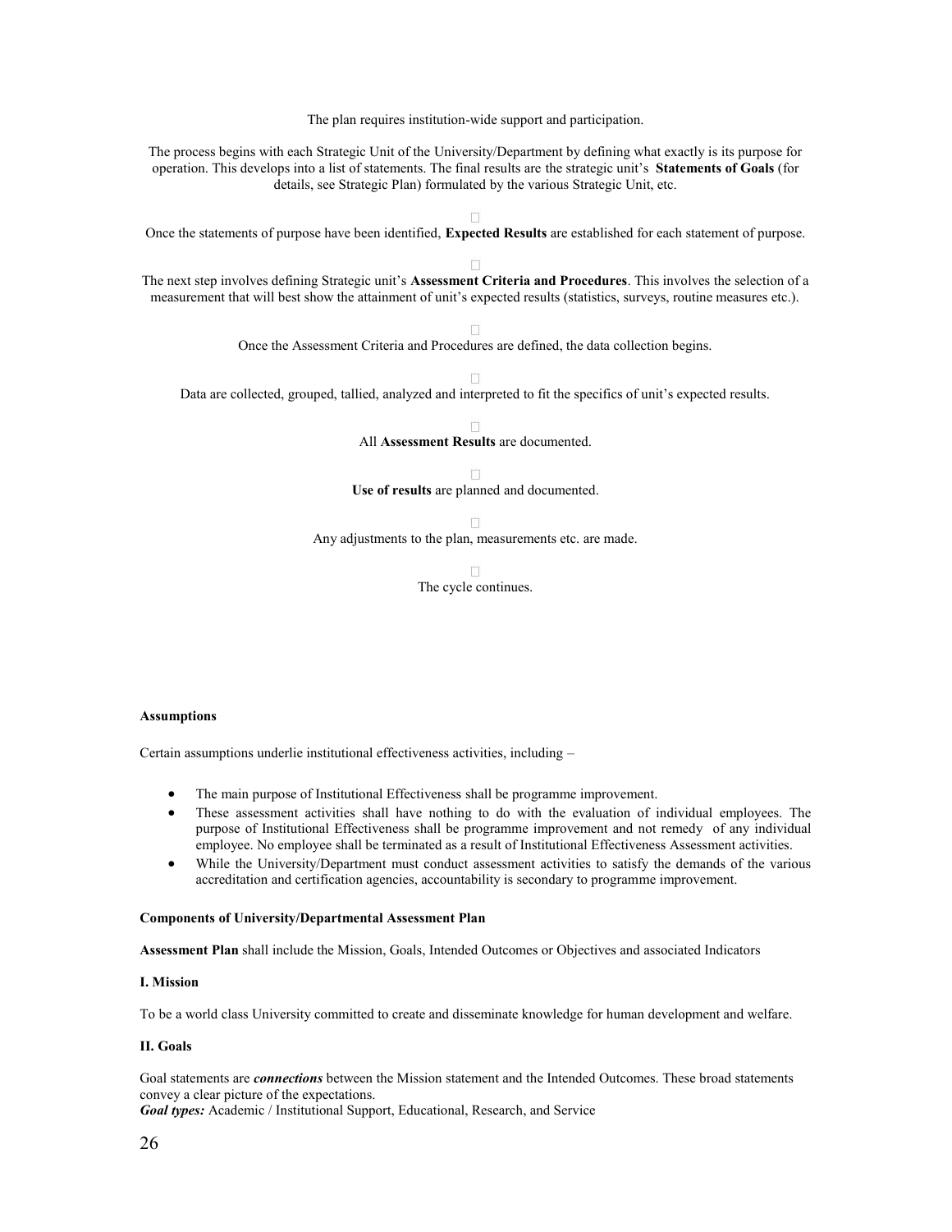The plan requires institution-wide support and participation.

The process begins with each Strategic Unit of the University/Department by defining what exactly is its purpose for operation. This develops into a list of statements. The final results are the strategic unit's **Statements of Goals** (for details, see Strategic Plan) formulated by the various Strategic Unit, etc.

Once the statements of purpose have been identified, **Expected Results** are established for each statement of purpose.

The next step involves defining Strategic unit's **Assessment Criteria and Procedures**. This involves the selection of a measurement that will best show the attainment of unit's expected results (statistics, surveys, routine measures etc.).

Once the Assessment Criteria and Procedures are defined, the data collection begins.

Data are collected, grouped, tallied, analyzed and interpreted to fit the specifics of unit's expected results.

All **Assessment Results** are documented.

**Use of results** are planned and documented.

Any adjustments to the plan, measurements etc. are made.

The cycle continues.

**Assumptions**

Certain assumptions underlie institutional effectiveness activities, including –

- The main purpose of Institutional Effectiveness shall be programme improvement.
- These assessment activities shall have nothing to do with the evaluation of individual employees. The purpose of Institutional Effectiveness shall be programme improvement and not remedy of any individual employee. No employee shall be terminated as a result of Institutional Effectiveness Assessment activities.
- While the University/Department must conduct assessment activities to satisfy the demands of the various accreditation and certification agencies, accountability is secondary to programme improvement.

**Components of University/Departmental Assessment Plan**

**Assessment Plan** shall include the Mission, Goals, Intended Outcomes or Objectives and associated Indicators

**I. Mission**

To be a world class University committed to create and disseminate knowledge for human development and welfare.

**II. Goals**

Goal statements are ***connections*** between the Mission statement and the Intended Outcomes. These broad statements convey a clear picture of the expectations.
***Goal types:*** Academic / Institutional Support, Educational, Research, and Service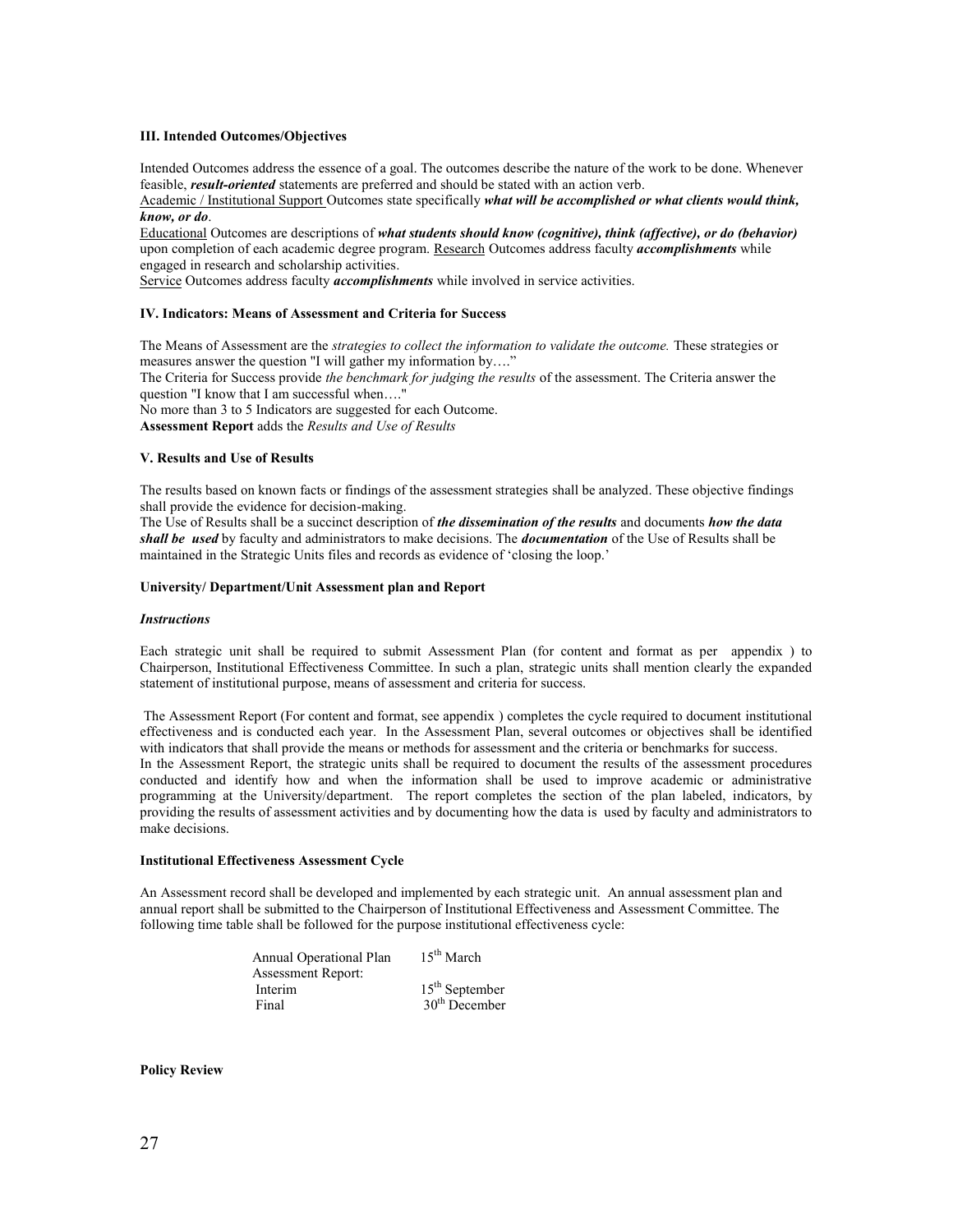### III. Intended Outcomes/Objectives

Intended Outcomes address the essence of a goal. The outcomes describe the nature of the work to be done. Whenever feasible, ***result-oriented*** statements are preferred and should be stated with an action verb.

Academic / Institutional Support Outcomes state specifically ***what will be accomplished or what clients would think, know, or do***.

Educational Outcomes are descriptions of ***what students should know (cognitive), think (affective), or do (behavior)*** upon completion of each academic degree program. Research Outcomes address faculty ***accomplishments*** while engaged in research and scholarship activities.

Service Outcomes address faculty ***accomplishments*** while involved in service activities.

### IV. Indicators: Means of Assessment and Criteria for Success

The Means of Assessment are the *strategies to collect the information to validate the outcome.* These strategies or measures answer the question "I will gather my information by…."

The Criteria for Success provide *the benchmark for judging the results* of the assessment. The Criteria answer the question "I know that I am successful when…."

No more than 3 to 5 Indicators are suggested for each Outcome.

**Assessment Report** adds the *Results and Use of Results*

### V. Results and Use of Results

The results based on known facts or findings of the assessment strategies shall be analyzed. These objective findings shall provide the evidence for decision-making.

The Use of Results shall be a succinct description of ***the dissemination of the results*** and documents ***how the data shall be used*** by faculty and administrators to make decisions. The ***documentation*** of the Use of Results shall be maintained in the Strategic Units files and records as evidence of 'closing the loop.'

### University/ Department/Unit Assessment plan and Report

***Instructions***

Each strategic unit shall be required to submit Assessment Plan (for content and format as per appendix ) to Chairperson, Institutional Effectiveness Committee. In such a plan, strategic units shall mention clearly the expanded statement of institutional purpose, means of assessment and criteria for success.

The Assessment Report (For content and format, see appendix ) completes the cycle required to document institutional effectiveness and is conducted each year. In the Assessment Plan, several outcomes or objectives shall be identified with indicators that shall provide the means or methods for assessment and the criteria or benchmarks for success.

In the Assessment Report, the strategic units shall be required to document the results of the assessment procedures conducted and identify how and when the information shall be used to improve academic or administrative programming at the University/department. The report completes the section of the plan labeled, indicators, by providing the results of assessment activities and by documenting how the data is used by faculty and administrators to make decisions.

### Institutional Effectiveness Assessment Cycle

An Assessment record shall be developed and implemented by each strategic unit. An annual assessment plan and annual report shall be submitted to the Chairperson of Institutional Effectiveness and Assessment Committee. The following time table shall be followed for the purpose institutional effectiveness cycle:

| | |
|---|---|
| Annual Operational Plan | 15th March |
| Assessment Report: | |
| Interim | 15th September |
| Final | 30th December |

### Policy Review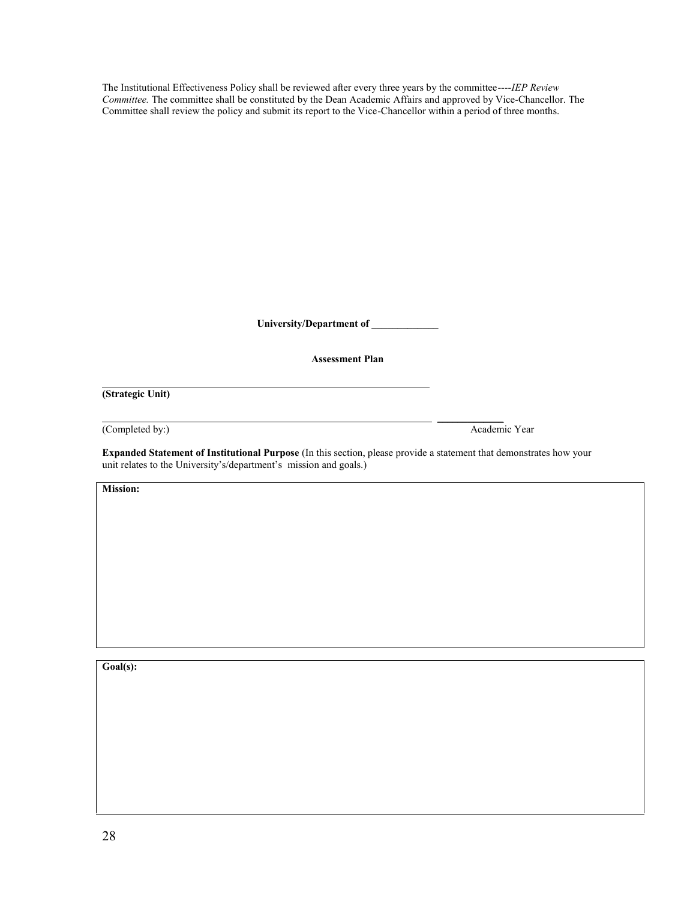The Institutional Effectiveness Policy shall be reviewed after every three years by the committee----*IEP Review Committee.* The committee shall be constituted by the Dean Academic Affairs and approved by Vice-Chancellor. The Committee shall review the policy and submit its report to the Vice-Chancellor within a period of three months.

**University/Department of _____________**

**Assessment Plan**

_______________________________________________________________

**(Strategic Unit)**

_______________________________________________________________ _____________

(Completed by:) Academic Year

**Expanded Statement of Institutional Purpose** (In this section, please provide a statement that demonstrates how your unit relates to the University's/department's mission and goals.)

| **Mission:** |
| --- |
| |

| **Goal(s):** |
| --- |
| |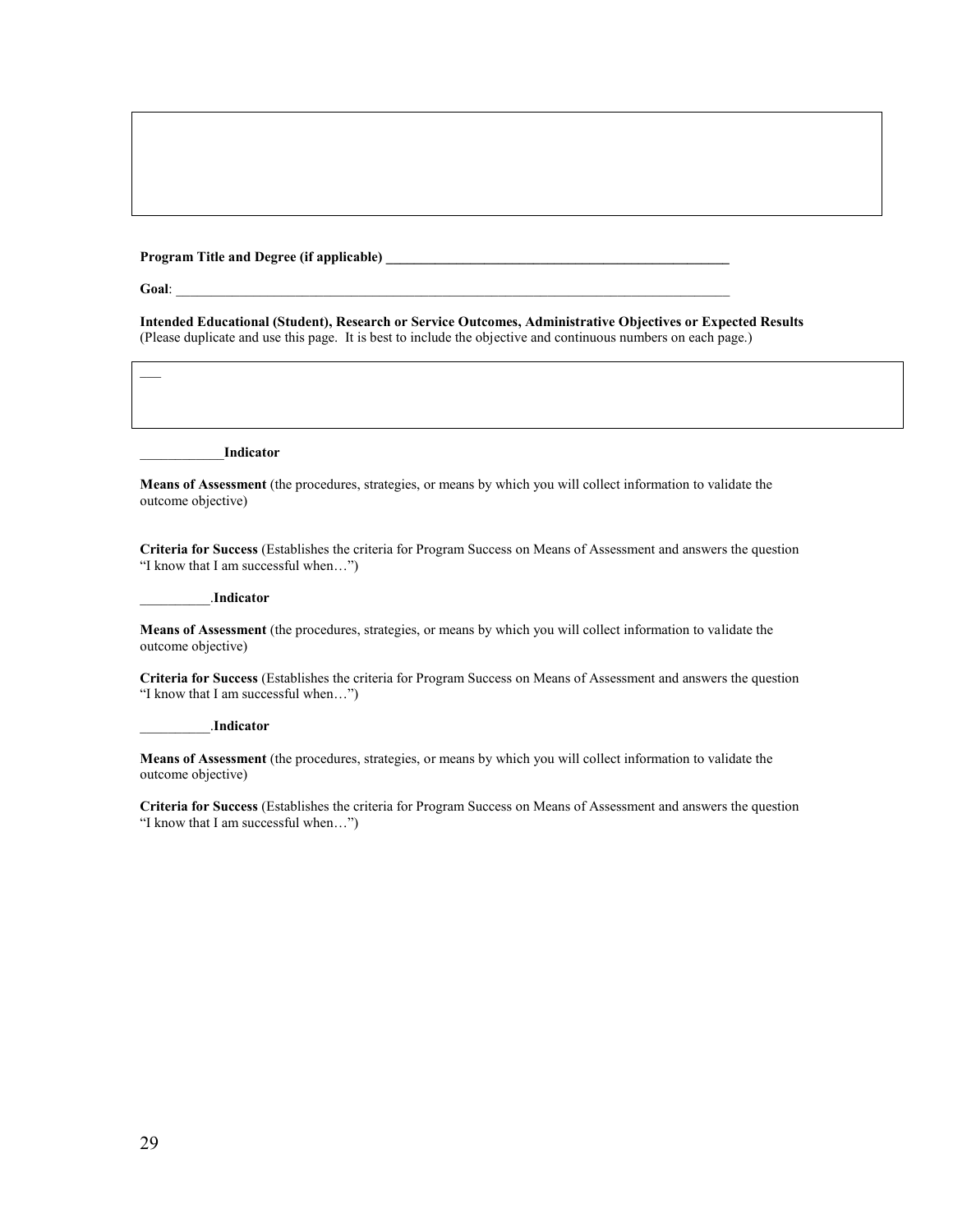**Program Title and Degree (if applicable) \_\_\_\_\_\_\_\_\_\_\_\_\_\_\_\_\_\_\_\_\_\_\_\_\_\_\_\_\_\_\_\_\_\_\_\_\_\_\_\_\_\_\_\_\_\_\_\_\_\_**

**Goal**: \_\_\_\_\_\_\_\_\_\_\_\_\_\_\_\_\_\_\_\_\_\_\_\_\_\_\_\_\_\_\_\_\_\_\_\_\_\_\_\_\_\_\_\_\_\_\_\_\_\_\_\_\_\_\_\_\_\_\_\_\_\_\_\_\_\_\_\_\_\_\_\_\_\_\_\_\_\_\_\_\_\_

**Intended Educational (Student), Research or Service Outcomes, Administrative Objectives or Expected Results**
(Please duplicate and use this page. It is best to include the objective and continuous numbers on each page.)

\_\_\_

\_\_\_\_\_\_\_\_\_\_\_\_**Indicator**

**Means of Assessment** (the procedures, strategies, or means by which you will collect information to validate the outcome objective)

**Criteria for Success** (Establishes the criteria for Program Success on Means of Assessment and answers the question "I know that I am successful when…")

\_\_\_\_\_\_\_\_\_\_.**Indicator**

**Means of Assessment** (the procedures, strategies, or means by which you will collect information to validate the outcome objective)

**Criteria for Success** (Establishes the criteria for Program Success on Means of Assessment and answers the question "I know that I am successful when…")

\_\_\_\_\_\_\_\_\_\_.**Indicator**

**Means of Assessment** (the procedures, strategies, or means by which you will collect information to validate the outcome objective)

**Criteria for Success** (Establishes the criteria for Program Success on Means of Assessment and answers the question "I know that I am successful when…")